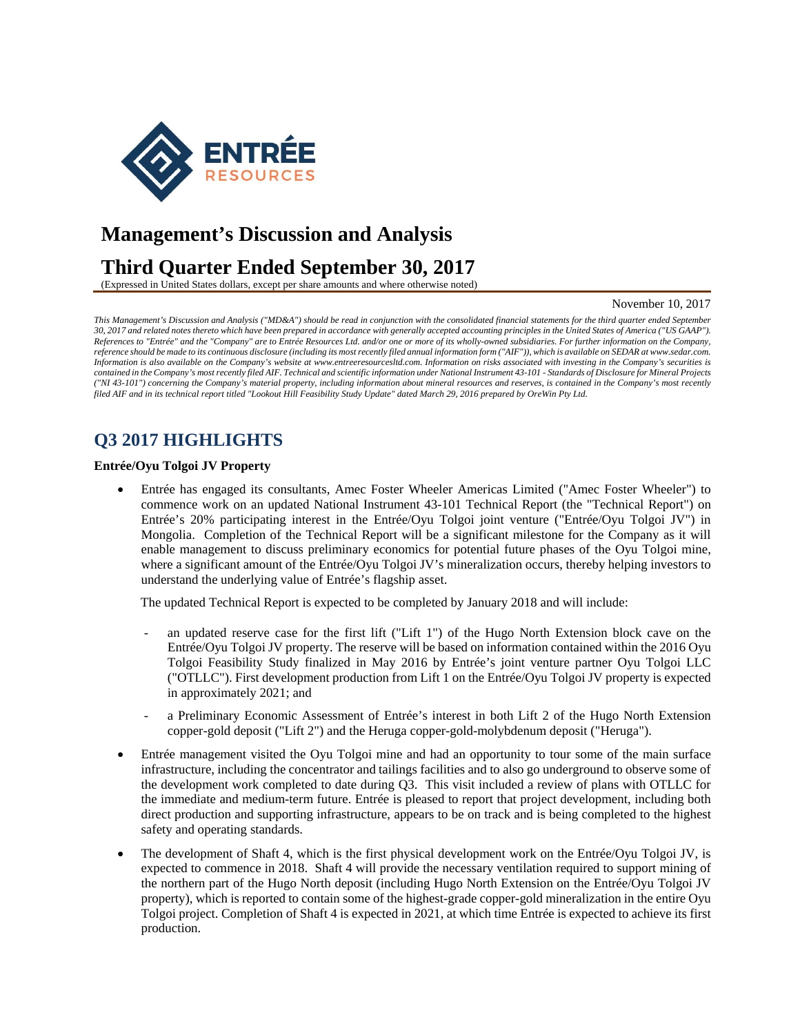# Management's Discussion and Analysis

# Third Quarter Ended September 30, 2017

(Expressed in United States dollars, except per share amounts and where otherwise noted)

November 10, 2017

*This Management's Discussion and Analysis ("MD&A") should be read in conjunction with the consolidated financial statements for the third quarter ended September 30, 2017 and related notes thereto which have been prepared in accordance with generally accepted accounting principles in the United States of America ("US GAAP"). References to "Entrée" and the "Company" are to Entrée Resources Ltd. and/or one or more of its wholly-owned subsidiaries. For further information on the Company, reference should be made to its continuous disclosure (including its most recently filed annual information form ("AIF")), which is available on SEDAR at www.sedar.com. Information is also available on the Company's website at www.entreeresourcesltd.com. Information on risks associated with investing in the Company's securities is contained in the Company's most recently filed AIF. Technical and scientific information under National Instrument 43-101 - Standards of Disclosure for Mineral Projects ("NI 43-101") concerning the Company's material property, including information about mineral resources and reserves, is contained in the Company's most recently filed AIF and in its technical report titled "Lookout Hill Feasibility Study Update" dated March 29, 2016 prepared by OreWin Pty Ltd.*

## Q3 2017 HIGHLIGHTS

**Entrée/Oyu Tolgoi JV Property**

- Entrée has engaged its consultants, Amec Foster Wheeler Americas Limited ("Amec Foster Wheeler") to commence work on an updated National Instrument 43-101 Technical Report (the "Technical Report") on Entrée's 20% participating interest in the Entrée/Oyu Tolgoi joint venture ("Entrée/Oyu Tolgoi JV") in Mongolia. Completion of the Technical Report will be a significant milestone for the Company as it will enable management to discuss preliminary economics for potential future phases of the Oyu Tolgoi mine, where a significant amount of the Entrée/Oyu Tolgoi JV's mineralization occurs, thereby helping investors to understand the underlying value of Entrée's flagship asset.

  The updated Technical Report is expected to be completed by January 2018 and will include:

  - an updated reserve case for the first lift ("Lift 1") of the Hugo North Extension block cave on the Entrée/Oyu Tolgoi JV property. The reserve will be based on information contained within the 2016 Oyu Tolgoi Feasibility Study finalized in May 2016 by Entrée's joint venture partner Oyu Tolgoi LLC ("OTLLC"). First development production from Lift 1 on the Entrée/Oyu Tolgoi JV property is expected in approximately 2021; and
  - a Preliminary Economic Assessment of Entrée's interest in both Lift 2 of the Hugo North Extension copper-gold deposit ("Lift 2") and the Heruga copper-gold-molybdenum deposit ("Heruga").

- Entrée management visited the Oyu Tolgoi mine and had an opportunity to tour some of the main surface infrastructure, including the concentrator and tailings facilities and to also go underground to observe some of the development work completed to date during Q3. This visit included a review of plans with OTLLC for the immediate and medium-term future. Entrée is pleased to report that project development, including both direct production and supporting infrastructure, appears to be on track and is being completed to the highest safety and operating standards.

- The development of Shaft 4, which is the first physical development work on the Entrée/Oyu Tolgoi JV, is expected to commence in 2018. Shaft 4 will provide the necessary ventilation required to support mining of the northern part of the Hugo North deposit (including Hugo North Extension on the Entrée/Oyu Tolgoi JV property), which is reported to contain some of the highest-grade copper-gold mineralization in the entire Oyu Tolgoi project. Completion of Shaft 4 is expected in 2021, at which time Entrée is expected to achieve its first production.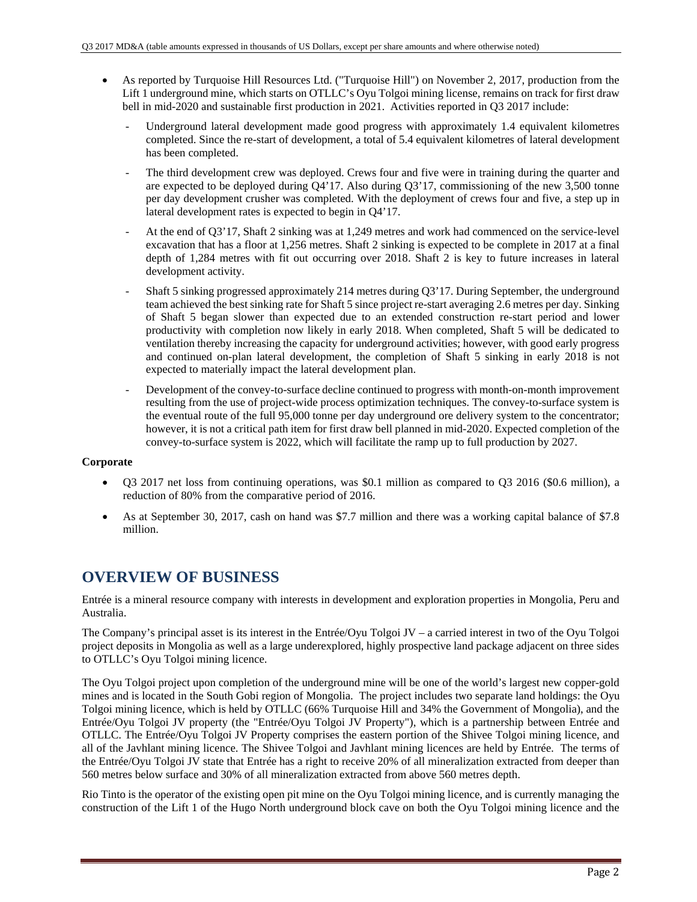- As reported by Turquoise Hill Resources Ltd. ("Turquoise Hill") on November 2, 2017, production from the Lift 1 underground mine, which starts on OTLLC's Oyu Tolgoi mining license, remains on track for first draw bell in mid-2020 and sustainable first production in 2021. Activities reported in Q3 2017 include:
  - Underground lateral development made good progress with approximately 1.4 equivalent kilometres completed. Since the re-start of development, a total of 5.4 equivalent kilometres of lateral development has been completed.
  - The third development crew was deployed. Crews four and five were in training during the quarter and are expected to be deployed during Q4'17. Also during Q3'17, commissioning of the new 3,500 tonne per day development crusher was completed. With the deployment of crews four and five, a step up in lateral development rates is expected to begin in Q4'17.
  - At the end of Q3'17, Shaft 2 sinking was at 1,249 metres and work had commenced on the service-level excavation that has a floor at 1,256 metres. Shaft 2 sinking is expected to be complete in 2017 at a final depth of 1,284 metres with fit out occurring over 2018. Shaft 2 is key to future increases in lateral development activity.
  - Shaft 5 sinking progressed approximately 214 metres during Q3'17. During September, the underground team achieved the best sinking rate for Shaft 5 since project re-start averaging 2.6 metres per day. Sinking of Shaft 5 began slower than expected due to an extended construction re-start period and lower productivity with completion now likely in early 2018. When completed, Shaft 5 will be dedicated to ventilation thereby increasing the capacity for underground activities; however, with good early progress and continued on-plan lateral development, the completion of Shaft 5 sinking in early 2018 is not expected to materially impact the lateral development plan.
  - Development of the convey-to-surface decline continued to progress with month-on-month improvement resulting from the use of project-wide process optimization techniques. The convey-to-surface system is the eventual route of the full 95,000 tonne per day underground ore delivery system to the concentrator; however, it is not a critical path item for first draw bell planned in mid-2020. Expected completion of the convey-to-surface system is 2022, which will facilitate the ramp up to full production by 2027.

**Corporate**

- Q3 2017 net loss from continuing operations, was $0.1 million as compared to Q3 2016 ($0.6 million), a reduction of 80% from the comparative period of 2016.
- As at September 30, 2017, cash on hand was $7.7 million and there was a working capital balance of $7.8 million.

# OVERVIEW OF BUSINESS

Entrée is a mineral resource company with interests in development and exploration properties in Mongolia, Peru and Australia.

The Company's principal asset is its interest in the Entrée/Oyu Tolgoi JV – a carried interest in two of the Oyu Tolgoi project deposits in Mongolia as well as a large underexplored, highly prospective land package adjacent on three sides to OTLLC's Oyu Tolgoi mining licence.

The Oyu Tolgoi project upon completion of the underground mine will be one of the world's largest new copper-gold mines and is located in the South Gobi region of Mongolia. The project includes two separate land holdings: the Oyu Tolgoi mining licence, which is held by OTLLC (66% Turquoise Hill and 34% the Government of Mongolia), and the Entrée/Oyu Tolgoi JV property (the "Entrée/Oyu Tolgoi JV Property"), which is a partnership between Entrée and OTLLC. The Entrée/Oyu Tolgoi JV Property comprises the eastern portion of the Shivee Tolgoi mining licence, and all of the Javhlant mining licence. The Shivee Tolgoi and Javhlant mining licences are held by Entrée. The terms of the Entrée/Oyu Tolgoi JV state that Entrée has a right to receive 20% of all mineralization extracted from deeper than 560 metres below surface and 30% of all mineralization extracted from above 560 metres depth.

Rio Tinto is the operator of the existing open pit mine on the Oyu Tolgoi mining licence, and is currently managing the construction of the Lift 1 of the Hugo North underground block cave on both the Oyu Tolgoi mining licence and the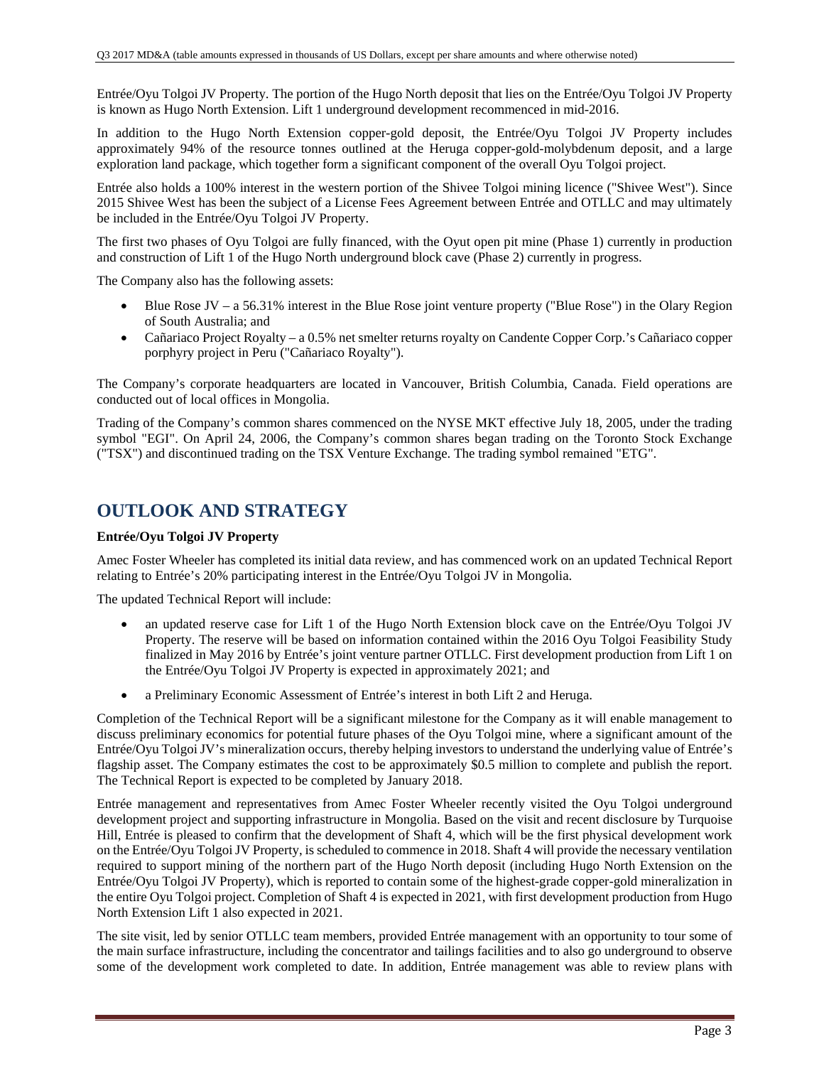Entrée/Oyu Tolgoi JV Property. The portion of the Hugo North deposit that lies on the Entrée/Oyu Tolgoi JV Property is known as Hugo North Extension. Lift 1 underground development recommenced in mid-2016.

In addition to the Hugo North Extension copper-gold deposit, the Entrée/Oyu Tolgoi JV Property includes approximately 94% of the resource tonnes outlined at the Heruga copper-gold-molybdenum deposit, and a large exploration land package, which together form a significant component of the overall Oyu Tolgoi project.

Entrée also holds a 100% interest in the western portion of the Shivee Tolgoi mining licence ("Shivee West"). Since 2015 Shivee West has been the subject of a License Fees Agreement between Entrée and OTLLC and may ultimately be included in the Entrée/Oyu Tolgoi JV Property.

The first two phases of Oyu Tolgoi are fully financed, with the Oyut open pit mine (Phase 1) currently in production and construction of Lift 1 of the Hugo North underground block cave (Phase 2) currently in progress.

The Company also has the following assets:

- Blue Rose JV – a 56.31% interest in the Blue Rose joint venture property ("Blue Rose") in the Olary Region of South Australia; and
- Cañariaco Project Royalty – a 0.5% net smelter returns royalty on Candente Copper Corp.'s Cañariaco copper porphyry project in Peru ("Cañariaco Royalty").

The Company's corporate headquarters are located in Vancouver, British Columbia, Canada. Field operations are conducted out of local offices in Mongolia.

Trading of the Company's common shares commenced on the NYSE MKT effective July 18, 2005, under the trading symbol "EGI". On April 24, 2006, the Company's common shares began trading on the Toronto Stock Exchange ("TSX") and discontinued trading on the TSX Venture Exchange. The trading symbol remained "ETG".

## OUTLOOK AND STRATEGY

**Entrée/Oyu Tolgoi JV Property**

Amec Foster Wheeler has completed its initial data review, and has commenced work on an updated Technical Report relating to Entrée's 20% participating interest in the Entrée/Oyu Tolgoi JV in Mongolia.

The updated Technical Report will include:

- an updated reserve case for Lift 1 of the Hugo North Extension block cave on the Entrée/Oyu Tolgoi JV Property. The reserve will be based on information contained within the 2016 Oyu Tolgoi Feasibility Study finalized in May 2016 by Entrée's joint venture partner OTLLC. First development production from Lift 1 on the Entrée/Oyu Tolgoi JV Property is expected in approximately 2021; and
- a Preliminary Economic Assessment of Entrée's interest in both Lift 2 and Heruga.

Completion of the Technical Report will be a significant milestone for the Company as it will enable management to discuss preliminary economics for potential future phases of the Oyu Tolgoi mine, where a significant amount of the Entrée/Oyu Tolgoi JV's mineralization occurs, thereby helping investors to understand the underlying value of Entrée's flagship asset. The Company estimates the cost to be approximately $0.5 million to complete and publish the report. The Technical Report is expected to be completed by January 2018.

Entrée management and representatives from Amec Foster Wheeler recently visited the Oyu Tolgoi underground development project and supporting infrastructure in Mongolia. Based on the visit and recent disclosure by Turquoise Hill, Entrée is pleased to confirm that the development of Shaft 4, which will be the first physical development work on the Entrée/Oyu Tolgoi JV Property, is scheduled to commence in 2018. Shaft 4 will provide the necessary ventilation required to support mining of the northern part of the Hugo North deposit (including Hugo North Extension on the Entrée/Oyu Tolgoi JV Property), which is reported to contain some of the highest-grade copper-gold mineralization in the entire Oyu Tolgoi project. Completion of Shaft 4 is expected in 2021, with first development production from Hugo North Extension Lift 1 also expected in 2021.

The site visit, led by senior OTLLC team members, provided Entrée management with an opportunity to tour some of the main surface infrastructure, including the concentrator and tailings facilities and to also go underground to observe some of the development work completed to date. In addition, Entrée management was able to review plans with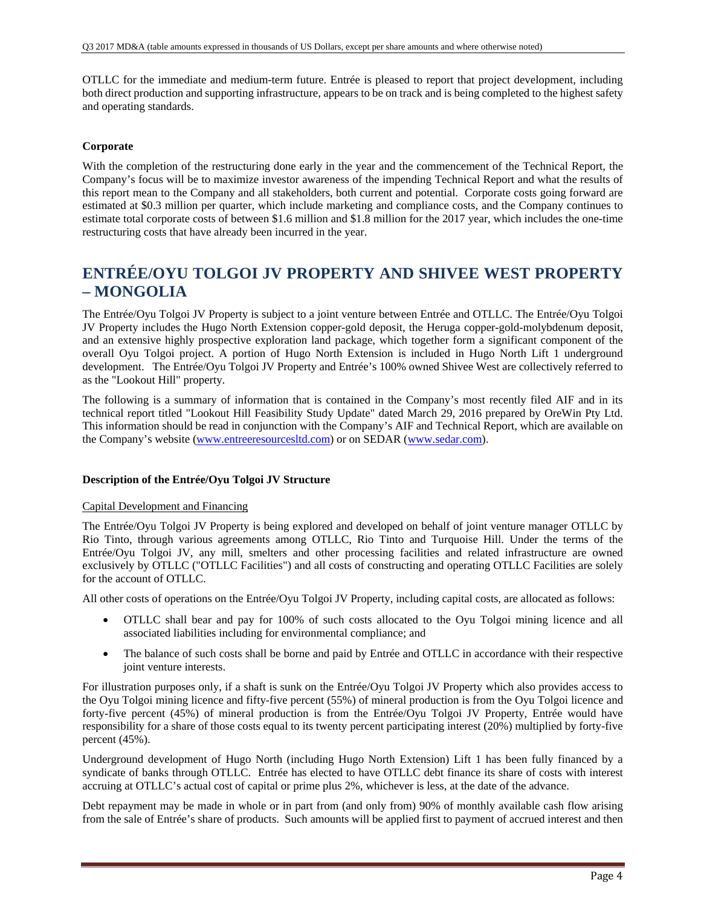OTLLC for the immediate and medium-term future. Entrée is pleased to report that project development, including both direct production and supporting infrastructure, appears to be on track and is being completed to the highest safety and operating standards.

**Corporate**

With the completion of the restructuring done early in the year and the commencement of the Technical Report, the Company's focus will be to maximize investor awareness of the impending Technical Report and what the results of this report mean to the Company and all stakeholders, both current and potential. Corporate costs going forward are estimated at $0.3 million per quarter, which include marketing and compliance costs, and the Company continues to estimate total corporate costs of between $1.6 million and $1.8 million for the 2017 year, which includes the one-time restructuring costs that have already been incurred in the year.

# ENTRÉE/OYU TOLGOI JV PROPERTY AND SHIVEE WEST PROPERTY – MONGOLIA

The Entrée/Oyu Tolgoi JV Property is subject to a joint venture between Entrée and OTLLC. The Entrée/Oyu Tolgoi JV Property includes the Hugo North Extension copper-gold deposit, the Heruga copper-gold-molybdenum deposit, and an extensive highly prospective exploration land package, which together form a significant component of the overall Oyu Tolgoi project. A portion of Hugo North Extension is included in Hugo North Lift 1 underground development. The Entrée/Oyu Tolgoi JV Property and Entrée's 100% owned Shivee West are collectively referred to as the "Lookout Hill" property.

The following is a summary of information that is contained in the Company's most recently filed AIF and in its technical report titled "Lookout Hill Feasibility Study Update" dated March 29, 2016 prepared by OreWin Pty Ltd. This information should be read in conjunction with the Company's AIF and Technical Report, which are available on the Company's website (www.entreeresourcesltd.com) or on SEDAR (www.sedar.com).

**Description of the Entrée/Oyu Tolgoi JV Structure**

Capital Development and Financing

The Entrée/Oyu Tolgoi JV Property is being explored and developed on behalf of joint venture manager OTLLC by Rio Tinto, through various agreements among OTLLC, Rio Tinto and Turquoise Hill. Under the terms of the Entrée/Oyu Tolgoi JV, any mill, smelters and other processing facilities and related infrastructure are owned exclusively by OTLLC ("OTLLC Facilities") and all costs of constructing and operating OTLLC Facilities are solely for the account of OTLLC.

All other costs of operations on the Entrée/Oyu Tolgoi JV Property, including capital costs, are allocated as follows:

- OTLLC shall bear and pay for 100% of such costs allocated to the Oyu Tolgoi mining licence and all associated liabilities including for environmental compliance; and
- The balance of such costs shall be borne and paid by Entrée and OTLLC in accordance with their respective joint venture interests.

For illustration purposes only, if a shaft is sunk on the Entrée/Oyu Tolgoi JV Property which also provides access to the Oyu Tolgoi mining licence and fifty-five percent (55%) of mineral production is from the Oyu Tolgoi licence and forty-five percent (45%) of mineral production is from the Entrée/Oyu Tolgoi JV Property, Entrée would have responsibility for a share of those costs equal to its twenty percent participating interest (20%) multiplied by forty-five percent (45%).

Underground development of Hugo North (including Hugo North Extension) Lift 1 has been fully financed by a syndicate of banks through OTLLC. Entrée has elected to have OTLLC debt finance its share of costs with interest accruing at OTLLC's actual cost of capital or prime plus 2%, whichever is less, at the date of the advance.

Debt repayment may be made in whole or in part from (and only from) 90% of monthly available cash flow arising from the sale of Entrée's share of products. Such amounts will be applied first to payment of accrued interest and then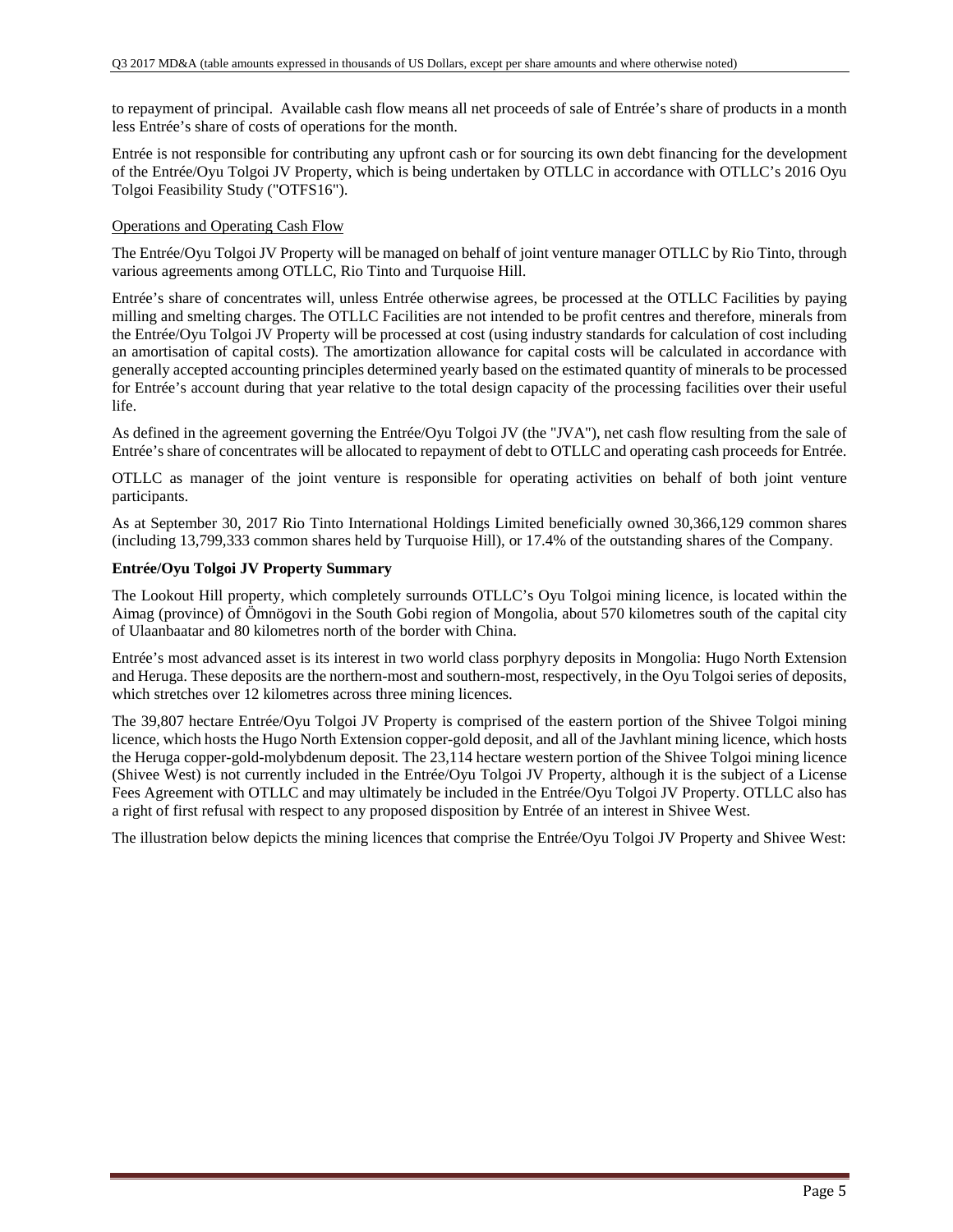to repayment of principal. Available cash flow means all net proceeds of sale of Entrée's share of products in a month less Entrée's share of costs of operations for the month.

Entrée is not responsible for contributing any upfront cash or for sourcing its own debt financing for the development of the Entrée/Oyu Tolgoi JV Property, which is being undertaken by OTLLC in accordance with OTLLC's 2016 Oyu Tolgoi Feasibility Study ("OTFS16").

Operations and Operating Cash Flow

The Entrée/Oyu Tolgoi JV Property will be managed on behalf of joint venture manager OTLLC by Rio Tinto, through various agreements among OTLLC, Rio Tinto and Turquoise Hill.

Entrée's share of concentrates will, unless Entrée otherwise agrees, be processed at the OTLLC Facilities by paying milling and smelting charges. The OTLLC Facilities are not intended to be profit centres and therefore, minerals from the Entrée/Oyu Tolgoi JV Property will be processed at cost (using industry standards for calculation of cost including an amortisation of capital costs). The amortization allowance for capital costs will be calculated in accordance with generally accepted accounting principles determined yearly based on the estimated quantity of minerals to be processed for Entrée's account during that year relative to the total design capacity of the processing facilities over their useful life.

As defined in the agreement governing the Entrée/Oyu Tolgoi JV (the "JVA"), net cash flow resulting from the sale of Entrée's share of concentrates will be allocated to repayment of debt to OTLLC and operating cash proceeds for Entrée.

OTLLC as manager of the joint venture is responsible for operating activities on behalf of both joint venture participants.

As at September 30, 2017 Rio Tinto International Holdings Limited beneficially owned 30,366,129 common shares (including 13,799,333 common shares held by Turquoise Hill), or 17.4% of the outstanding shares of the Company.

**Entrée/Oyu Tolgoi JV Property Summary**

The Lookout Hill property, which completely surrounds OTLLC's Oyu Tolgoi mining licence, is located within the Aimag (province) of Ömnögovi in the South Gobi region of Mongolia, about 570 kilometres south of the capital city of Ulaanbaatar and 80 kilometres north of the border with China.

Entrée's most advanced asset is its interest in two world class porphyry deposits in Mongolia: Hugo North Extension and Heruga. These deposits are the northern-most and southern-most, respectively, in the Oyu Tolgoi series of deposits, which stretches over 12 kilometres across three mining licences.

The 39,807 hectare Entrée/Oyu Tolgoi JV Property is comprised of the eastern portion of the Shivee Tolgoi mining licence, which hosts the Hugo North Extension copper-gold deposit, and all of the Javhlant mining licence, which hosts the Heruga copper-gold-molybdenum deposit. The 23,114 hectare western portion of the Shivee Tolgoi mining licence (Shivee West) is not currently included in the Entrée/Oyu Tolgoi JV Property, although it is the subject of a License Fees Agreement with OTLLC and may ultimately be included in the Entrée/Oyu Tolgoi JV Property. OTLLC also has a right of first refusal with respect to any proposed disposition by Entrée of an interest in Shivee West.

The illustration below depicts the mining licences that comprise the Entrée/Oyu Tolgoi JV Property and Shivee West: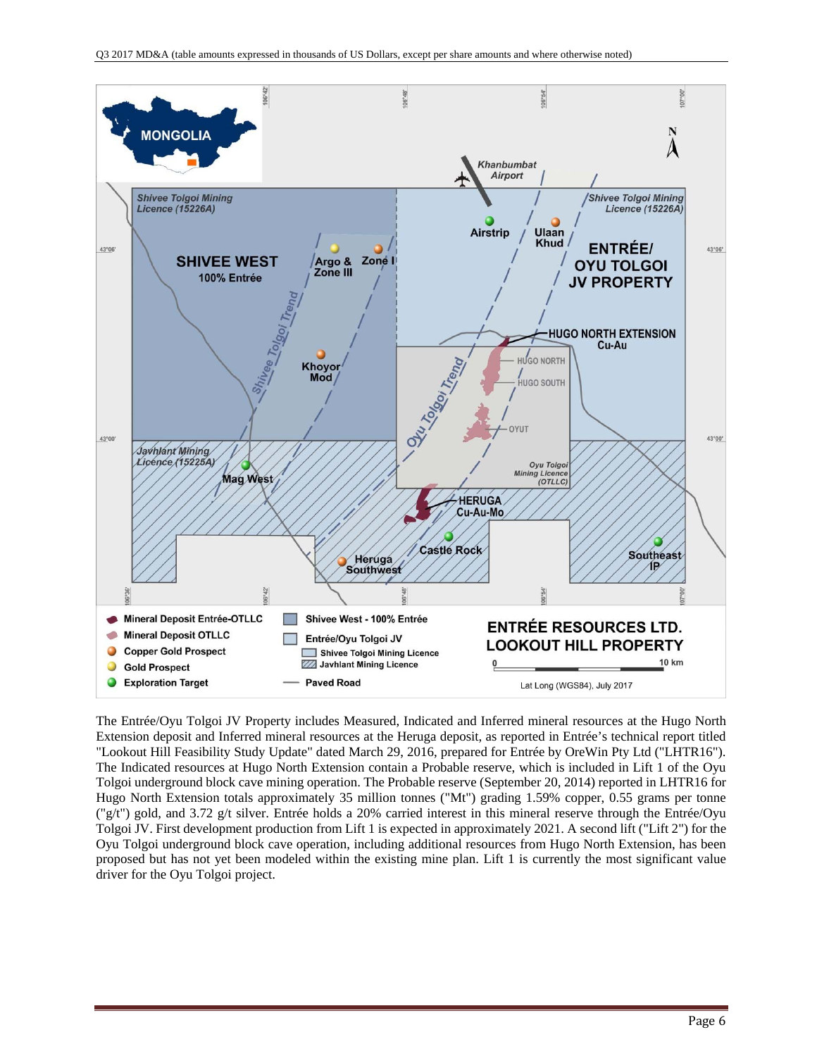The Entrée/Oyu Tolgoi JV Property includes Measured, Indicated and Inferred mineral resources at the Hugo North Extension deposit and Inferred mineral resources at the Heruga deposit, as reported in Entrée's technical report titled "Lookout Hill Feasibility Study Update" dated March 29, 2016, prepared for Entrée by OreWin Pty Ltd ("LHTR16"). The Indicated resources at Hugo North Extension contain a Probable reserve, which is included in Lift 1 of the Oyu Tolgoi underground block cave mining operation. The Probable reserve (September 20, 2014) reported in LHTR16 for Hugo North Extension totals approximately 35 million tonnes ("Mt") grading 1.59% copper, 0.55 grams per tonne ("g/t") gold, and 3.72 g/t silver. Entrée holds a 20% carried interest in this mineral reserve through the Entrée/Oyu Tolgoi JV. First development production from Lift 1 is expected in approximately 2021. A second lift ("Lift 2") for the Oyu Tolgoi underground block cave operation, including additional resources from Hugo North Extension, has been proposed but has not yet been modeled within the existing mine plan. Lift 1 is currently the most significant value driver for the Oyu Tolgoi project.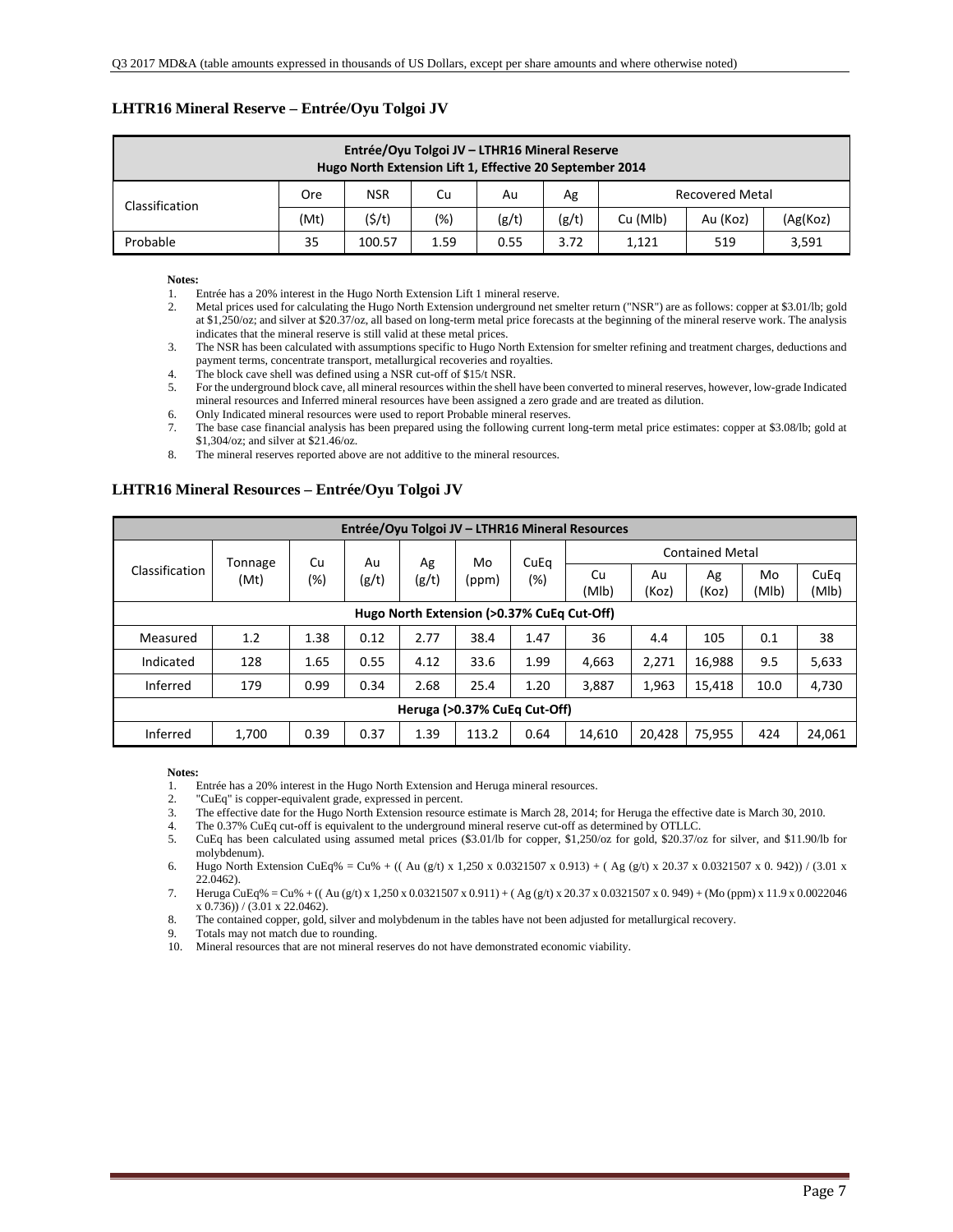### LHTR16 Mineral Reserve – Entrée/Oyu Tolgoi JV

| Entrée/Oyu Tolgoi JV – LTHR16 Mineral Reserve<br>Hugo North Extension Lift 1, Effective 20 September 2014 | | | | | | | | |
|---|---|---|---|---|---|---|---|---|
| Classification | Ore | NSR | Cu | Au | Ag | Recovered Metal | | |
| | (Mt) | ($/t) | (%) | (g/t) | (g/t) | Cu (Mlb) | Au (Koz) | (Ag(Koz) |
| Probable | 35 | 100.57 | 1.59 | 0.55 | 3.72 | 1,121 | 519 | 3,591 |

**Notes:**

1. Entrée has a 20% interest in the Hugo North Extension Lift 1 mineral reserve.
2. Metal prices used for calculating the Hugo North Extension underground net smelter return ("NSR") are as follows: copper at $3.01/lb; gold at $1,250/oz; and silver at $20.37/oz, all based on long-term metal price forecasts at the beginning of the mineral reserve work. The analysis indicates that the mineral reserve is still valid at these metal prices.
3. The NSR has been calculated with assumptions specific to Hugo North Extension for smelter refining and treatment charges, deductions and payment terms, concentrate transport, metallurgical recoveries and royalties.
4. The block cave shell was defined using a NSR cut-off of $15/t NSR.
5. For the underground block cave, all mineral resources within the shell have been converted to mineral reserves, however, low-grade Indicated mineral resources and Inferred mineral resources have been assigned a zero grade and are treated as dilution.
6. Only Indicated mineral resources were used to report Probable mineral reserves.
7. The base case financial analysis has been prepared using the following current long-term metal price estimates: copper at $3.08/lb; gold at $1,304/oz; and silver at $21.46/oz.
8. The mineral reserves reported above are not additive to the mineral resources.

### LHTR16 Mineral Resources – Entrée/Oyu Tolgoi JV

| Entrée/Oyu Tolgoi JV – LTHR16 Mineral Resources | | | | | | | | | | | |
|---|---|---|---|---|---|---|---|---|---|---|---|
| Classification | Tonnage (Mt) | Cu (%) | Au (g/t) | Ag (g/t) | Mo (ppm) | CuEq (%) | Contained Metal | | | | |
| | | | | | | | Cu (Mlb) | Au (Koz) | Ag (Koz) | Mo (Mlb) | CuEq (Mlb) |
| Hugo North Extension (>0.37% CuEq Cut-Off) | | | | | | | | | | | |
| Measured | 1.2 | 1.38 | 0.12 | 2.77 | 38.4 | 1.47 | 36 | 4.4 | 105 | 0.1 | 38 |
| Indicated | 128 | 1.65 | 0.55 | 4.12 | 33.6 | 1.99 | 4,663 | 2,271 | 16,988 | 9.5 | 5,633 |
| Inferred | 179 | 0.99 | 0.34 | 2.68 | 25.4 | 1.20 | 3,887 | 1,963 | 15,418 | 10.0 | 4,730 |
| Heruga (>0.37% CuEq Cut-Off) | | | | | | | | | | | |
| Inferred | 1,700 | 0.39 | 0.37 | 1.39 | 113.2 | 0.64 | 14,610 | 20,428 | 75,955 | 424 | 24,061 |

**Notes:**

1. Entrée has a 20% interest in the Hugo North Extension and Heruga mineral resources.
2. "CuEq" is copper-equivalent grade, expressed in percent.
3. The effective date for the Hugo North Extension resource estimate is March 28, 2014; for Heruga the effective date is March 30, 2010.
4. The 0.37% CuEq cut-off is equivalent to the underground mineral reserve cut-off as determined by OTLLC.
5. CuEq has been calculated using assumed metal prices ($3.01/lb for copper, $1,250/oz for gold, $20.37/oz for silver, and $11.90/lb for molybdenum).
6. Hugo North Extension CuEq% = Cu% + (( Au (g/t) x 1,250 x 0.0321507 x 0.913) + ( Ag (g/t) x 20.37 x 0.0321507 x 0. 942)) / (3.01 x 22.0462).
7. Heruga CuEq% = Cu% + (( Au (g/t) x 1,250 x 0.0321507 x 0.911) + ( Ag (g/t) x 20.37 x 0.0321507 x 0. 949) + (Mo (ppm) x 11.9 x 0.0022046 x 0.736)) / (3.01 x 22.0462).
8. The contained copper, gold, silver and molybdenum in the tables have not been adjusted for metallurgical recovery.
9. Totals may not match due to rounding.
10. Mineral resources that are not mineral reserves do not have demonstrated economic viability.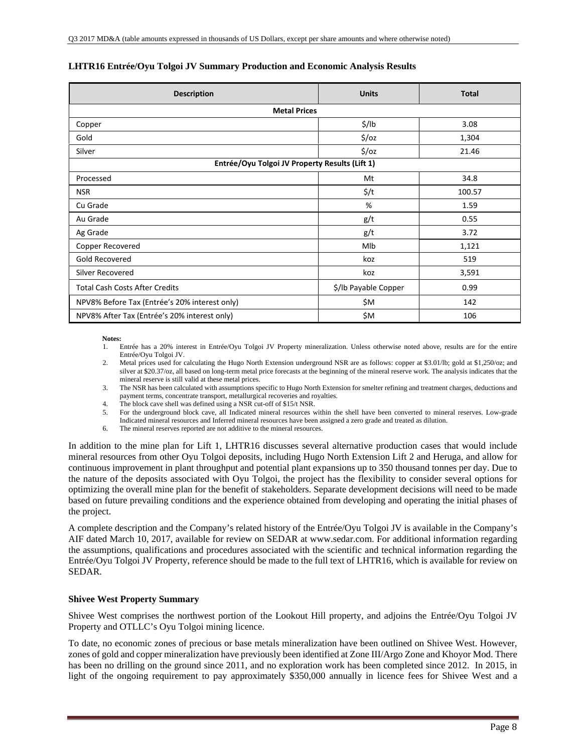**LHTR16 Entrée/Oyu Tolgoi JV Summary Production and Economic Analysis Results**

| Description | Units | Total |
| --- | --- | --- |
| **Metal Prices** | | |
| Copper | $/lb | 3.08 |
| Gold | $/oz | 1,304 |
| Silver | $/oz | 21.46 |
| **Entrée/Oyu Tolgoi JV Property Results (Lift 1)** | | |
| Processed | Mt | 34.8 |
| NSR | $/t | 100.57 |
| Cu Grade | % | 1.59 |
| Au Grade | g/t | 0.55 |
| Ag Grade | g/t | 3.72 |
| Copper Recovered | Mlb | 1,121 |
| Gold Recovered | koz | 519 |
| Silver Recovered | koz | 3,591 |
| Total Cash Costs After Credits | $/lb Payable Copper | 0.99 |
| NPV8% Before Tax (Entrée's 20% interest only) | $M | 142 |
| NPV8% After Tax (Entrée's 20% interest only) | $M | 106 |

**Notes:**

1. Entrée has a 20% interest in Entrée/Oyu Tolgoi JV Property mineralization. Unless otherwise noted above, results are for the entire Entrée/Oyu Tolgoi JV.
2. Metal prices used for calculating the Hugo North Extension underground NSR are as follows: copper at $3.01/lb; gold at $1,250/oz; and silver at $20.37/oz, all based on long-term metal price forecasts at the beginning of the mineral reserve work. The analysis indicates that the mineral reserve is still valid at these metal prices.
3. The NSR has been calculated with assumptions specific to Hugo North Extension for smelter refining and treatment charges, deductions and payment terms, concentrate transport, metallurgical recoveries and royalties.
4. The block cave shell was defined using a NSR cut-off of $15/t NSR.
5. For the underground block cave, all Indicated mineral resources within the shell have been converted to mineral reserves. Low-grade Indicated mineral resources and Inferred mineral resources have been assigned a zero grade and treated as dilution.
6. The mineral reserves reported are not additive to the mineral resources.

In addition to the mine plan for Lift 1, LHTR16 discusses several alternative production cases that would include mineral resources from other Oyu Tolgoi deposits, including Hugo North Extension Lift 2 and Heruga, and allow for continuous improvement in plant throughput and potential plant expansions up to 350 thousand tonnes per day. Due to the nature of the deposits associated with Oyu Tolgoi, the project has the flexibility to consider several options for optimizing the overall mine plan for the benefit of stakeholders. Separate development decisions will need to be made based on future prevailing conditions and the experience obtained from developing and operating the initial phases of the project.

A complete description and the Company's related history of the Entrée/Oyu Tolgoi JV is available in the Company's AIF dated March 10, 2017, available for review on SEDAR at www.sedar.com. For additional information regarding the assumptions, qualifications and procedures associated with the scientific and technical information regarding the Entrée/Oyu Tolgoi JV Property, reference should be made to the full text of LHTR16, which is available for review on SEDAR.

**Shivee West Property Summary**

Shivee West comprises the northwest portion of the Lookout Hill property, and adjoins the Entrée/Oyu Tolgoi JV Property and OTLLC's Oyu Tolgoi mining licence.

To date, no economic zones of precious or base metals mineralization have been outlined on Shivee West. However, zones of gold and copper mineralization have previously been identified at Zone III/Argo Zone and Khoyor Mod. There has been no drilling on the ground since 2011, and no exploration work has been completed since 2012. In 2015, in light of the ongoing requirement to pay approximately $350,000 annually in licence fees for Shivee West and a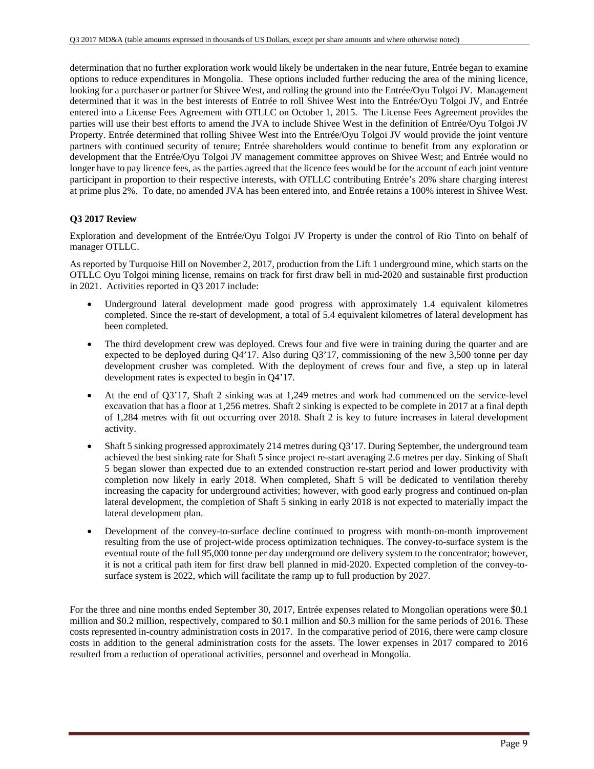determination that no further exploration work would likely be undertaken in the near future, Entrée began to examine options to reduce expenditures in Mongolia. These options included further reducing the area of the mining licence, looking for a purchaser or partner for Shivee West, and rolling the ground into the Entrée/Oyu Tolgoi JV. Management determined that it was in the best interests of Entrée to roll Shivee West into the Entrée/Oyu Tolgoi JV, and Entrée entered into a License Fees Agreement with OTLLC on October 1, 2015. The License Fees Agreement provides the parties will use their best efforts to amend the JVA to include Shivee West in the definition of Entrée/Oyu Tolgoi JV Property. Entrée determined that rolling Shivee West into the Entrée/Oyu Tolgoi JV would provide the joint venture partners with continued security of tenure; Entrée shareholders would continue to benefit from any exploration or development that the Entrée/Oyu Tolgoi JV management committee approves on Shivee West; and Entrée would no longer have to pay licence fees, as the parties agreed that the licence fees would be for the account of each joint venture participant in proportion to their respective interests, with OTLLC contributing Entrée's 20% share charging interest at prime plus 2%. To date, no amended JVA has been entered into, and Entrée retains a 100% interest in Shivee West.

**Q3 2017 Review**

Exploration and development of the Entrée/Oyu Tolgoi JV Property is under the control of Rio Tinto on behalf of manager OTLLC.

As reported by Turquoise Hill on November 2, 2017, production from the Lift 1 underground mine, which starts on the OTLLC Oyu Tolgoi mining license, remains on track for first draw bell in mid-2020 and sustainable first production in 2021. Activities reported in Q3 2017 include:

- Underground lateral development made good progress with approximately 1.4 equivalent kilometres completed. Since the re-start of development, a total of 5.4 equivalent kilometres of lateral development has been completed.
- The third development crew was deployed. Crews four and five were in training during the quarter and are expected to be deployed during Q4'17. Also during Q3'17, commissioning of the new 3,500 tonne per day development crusher was completed. With the deployment of crews four and five, a step up in lateral development rates is expected to begin in Q4'17.
- At the end of Q3'17, Shaft 2 sinking was at 1,249 metres and work had commenced on the service-level excavation that has a floor at 1,256 metres. Shaft 2 sinking is expected to be complete in 2017 at a final depth of 1,284 metres with fit out occurring over 2018. Shaft 2 is key to future increases in lateral development activity.
- Shaft 5 sinking progressed approximately 214 metres during Q3'17. During September, the underground team achieved the best sinking rate for Shaft 5 since project re-start averaging 2.6 metres per day. Sinking of Shaft 5 began slower than expected due to an extended construction re-start period and lower productivity with completion now likely in early 2018. When completed, Shaft 5 will be dedicated to ventilation thereby increasing the capacity for underground activities; however, with good early progress and continued on-plan lateral development, the completion of Shaft 5 sinking in early 2018 is not expected to materially impact the lateral development plan.
- Development of the convey-to-surface decline continued to progress with month-on-month improvement resulting from the use of project-wide process optimization techniques. The convey-to-surface system is the eventual route of the full 95,000 tonne per day underground ore delivery system to the concentrator; however, it is not a critical path item for first draw bell planned in mid-2020. Expected completion of the convey-to-surface system is 2022, which will facilitate the ramp up to full production by 2027.

For the three and nine months ended September 30, 2017, Entrée expenses related to Mongolian operations were $0.1 million and $0.2 million, respectively, compared to $0.1 million and $0.3 million for the same periods of 2016. These costs represented in-country administration costs in 2017. In the comparative period of 2016, there were camp closure costs in addition to the general administration costs for the assets. The lower expenses in 2017 compared to 2016 resulted from a reduction of operational activities, personnel and overhead in Mongolia.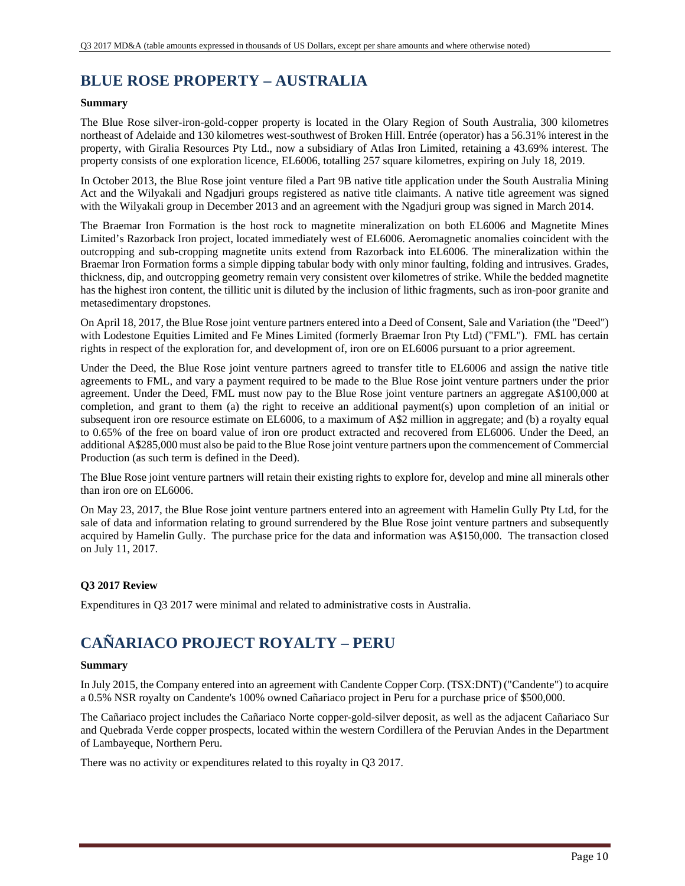# BLUE ROSE PROPERTY – AUSTRALIA

**Summary**

The Blue Rose silver-iron-gold-copper property is located in the Olary Region of South Australia, 300 kilometres northeast of Adelaide and 130 kilometres west-southwest of Broken Hill. Entrée (operator) has a 56.31% interest in the property, with Giralia Resources Pty Ltd., now a subsidiary of Atlas Iron Limited, retaining a 43.69% interest. The property consists of one exploration licence, EL6006, totalling 257 square kilometres, expiring on July 18, 2019.

In October 2013, the Blue Rose joint venture filed a Part 9B native title application under the South Australia Mining Act and the Wilyakali and Ngadjuri groups registered as native title claimants. A native title agreement was signed with the Wilyakali group in December 2013 and an agreement with the Ngadjuri group was signed in March 2014.

The Braemar Iron Formation is the host rock to magnetite mineralization on both EL6006 and Magnetite Mines Limited's Razorback Iron project, located immediately west of EL6006. Aeromagnetic anomalies coincident with the outcropping and sub-cropping magnetite units extend from Razorback into EL6006. The mineralization within the Braemar Iron Formation forms a simple dipping tabular body with only minor faulting, folding and intrusives. Grades, thickness, dip, and outcropping geometry remain very consistent over kilometres of strike. While the bedded magnetite has the highest iron content, the tillitic unit is diluted by the inclusion of lithic fragments, such as iron-poor granite and metasedimentary dropstones.

On April 18, 2017, the Blue Rose joint venture partners entered into a Deed of Consent, Sale and Variation (the "Deed") with Lodestone Equities Limited and Fe Mines Limited (formerly Braemar Iron Pty Ltd) ("FML"). FML has certain rights in respect of the exploration for, and development of, iron ore on EL6006 pursuant to a prior agreement.

Under the Deed, the Blue Rose joint venture partners agreed to transfer title to EL6006 and assign the native title agreements to FML, and vary a payment required to be made to the Blue Rose joint venture partners under the prior agreement. Under the Deed, FML must now pay to the Blue Rose joint venture partners an aggregate A$100,000 at completion, and grant to them (a) the right to receive an additional payment(s) upon completion of an initial or subsequent iron ore resource estimate on EL6006, to a maximum of A$2 million in aggregate; and (b) a royalty equal to 0.65% of the free on board value of iron ore product extracted and recovered from EL6006. Under the Deed, an additional A$285,000 must also be paid to the Blue Rose joint venture partners upon the commencement of Commercial Production (as such term is defined in the Deed).

The Blue Rose joint venture partners will retain their existing rights to explore for, develop and mine all minerals other than iron ore on EL6006.

On May 23, 2017, the Blue Rose joint venture partners entered into an agreement with Hamelin Gully Pty Ltd, for the sale of data and information relating to ground surrendered by the Blue Rose joint venture partners and subsequently acquired by Hamelin Gully. The purchase price for the data and information was A$150,000. The transaction closed on July 11, 2017.

**Q3 2017 Review**

Expenditures in Q3 2017 were minimal and related to administrative costs in Australia.

# CAÑARIACO PROJECT ROYALTY – PERU

**Summary**

In July 2015, the Company entered into an agreement with Candente Copper Corp. (TSX:DNT) ("Candente") to acquire a 0.5% NSR royalty on Candente's 100% owned Cañariaco project in Peru for a purchase price of $500,000.

The Cañariaco project includes the Cañariaco Norte copper-gold-silver deposit, as well as the adjacent Cañariaco Sur and Quebrada Verde copper prospects, located within the western Cordillera of the Peruvian Andes in the Department of Lambayeque, Northern Peru.

There was no activity or expenditures related to this royalty in Q3 2017.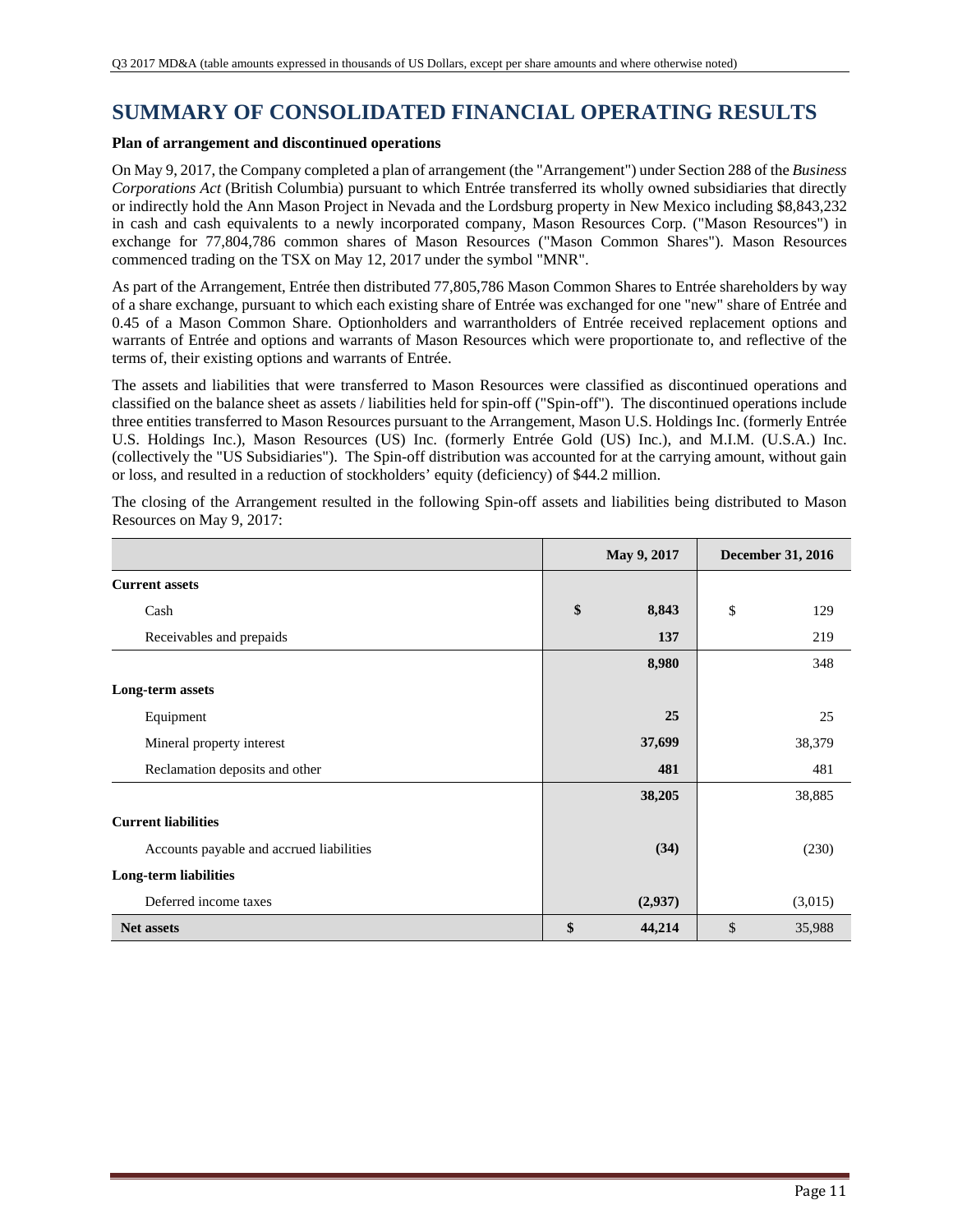# SUMMARY OF CONSOLIDATED FINANCIAL OPERATING RESULTS

**Plan of arrangement and discontinued operations**

On May 9, 2017, the Company completed a plan of arrangement (the "Arrangement") under Section 288 of the *Business Corporations Act* (British Columbia) pursuant to which Entrée transferred its wholly owned subsidiaries that directly or indirectly hold the Ann Mason Project in Nevada and the Lordsburg property in New Mexico including $8,843,232 in cash and cash equivalents to a newly incorporated company, Mason Resources Corp. ("Mason Resources") in exchange for 77,804,786 common shares of Mason Resources ("Mason Common Shares"). Mason Resources commenced trading on the TSX on May 12, 2017 under the symbol "MNR".

As part of the Arrangement, Entrée then distributed 77,805,786 Mason Common Shares to Entrée shareholders by way of a share exchange, pursuant to which each existing share of Entrée was exchanged for one "new" share of Entrée and 0.45 of a Mason Common Share. Optionholders and warrantholders of Entrée received replacement options and warrants of Entrée and options and warrants of Mason Resources which were proportionate to, and reflective of the terms of, their existing options and warrants of Entrée.

The assets and liabilities that were transferred to Mason Resources were classified as discontinued operations and classified on the balance sheet as assets / liabilities held for spin-off ("Spin-off"). The discontinued operations include three entities transferred to Mason Resources pursuant to the Arrangement, Mason U.S. Holdings Inc. (formerly Entrée U.S. Holdings Inc.), Mason Resources (US) Inc. (formerly Entrée Gold (US) Inc.), and M.I.M. (U.S.A.) Inc. (collectively the "US Subsidiaries"). The Spin-off distribution was accounted for at the carrying amount, without gain or loss, and resulted in a reduction of stockholders' equity (deficiency) of $44.2 million.

The closing of the Arrangement resulted in the following Spin-off assets and liabilities being distributed to Mason Resources on May 9, 2017:

| | May 9, 2017 | December 31, 2016 |
|---|---|---|
| **Current assets** | | |
| Cash | $ 8,843 | $ 129 |
| Receivables and prepaids | 137 | 219 |
| | 8,980 | 348 |
| **Long-term assets** | | |
| Equipment | 25 | 25 |
| Mineral property interest | 37,699 | 38,379 |
| Reclamation deposits and other | 481 | 481 |
| | 38,205 | 38,885 |
| **Current liabilities** | | |
| Accounts payable and accrued liabilities | (34) | (230) |
| **Long-term liabilities** | | |
| Deferred income taxes | (2,937) | (3,015) |
| **Net assets** | $ 44,214 | $ 35,988 |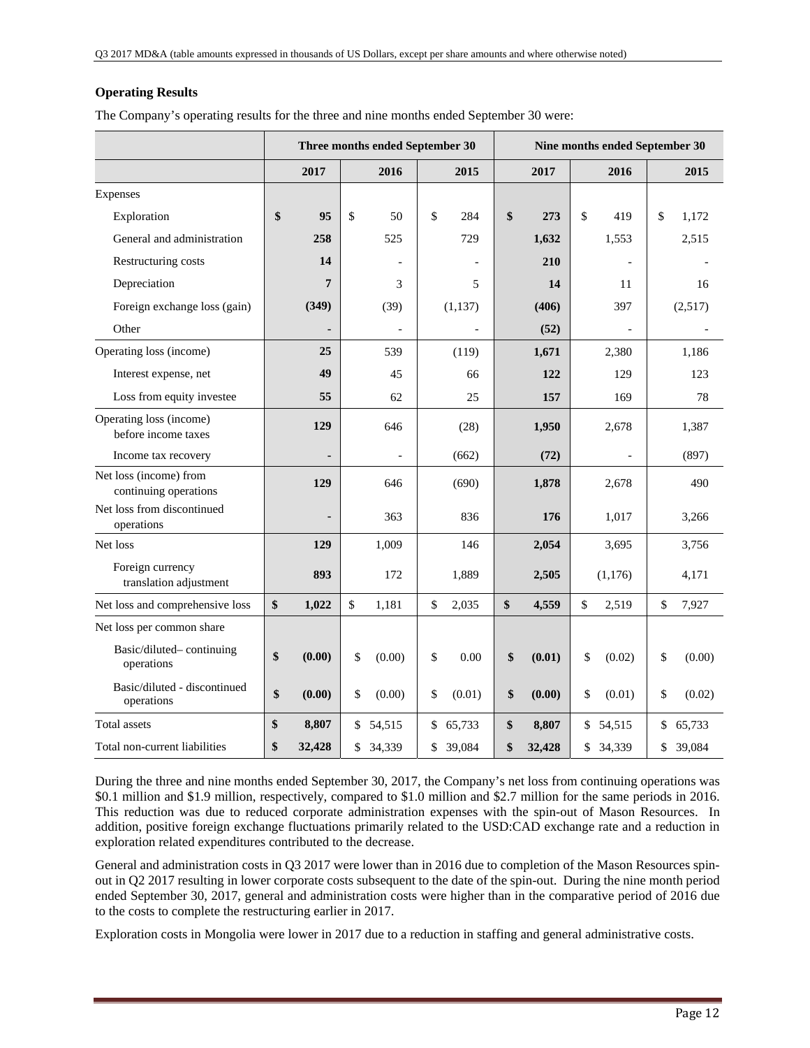### Operating Results

The Company's operating results for the three and nine months ended September 30 were:

| | Three months ended September 30 | | | Nine months ended September 30 | | |
|---|---|---|---|---|---|---|
| | **2017** | **2016** | **2015** | **2017** | **2016** | **2015** |
| Expenses | | | | | | |
| Exploration | **$ 95** | $ 50 | $ 284 | **$ 273** | $ 419 | $ 1,172 |
| General and administration | **258** | 525 | 729 | **1,632** | 1,553 | 2,515 |
| Restructuring costs | **14** | - | - | **210** | - | - |
| Depreciation | **7** | 3 | 5 | **14** | 11 | 16 |
| Foreign exchange loss (gain) | **(349)** | (39) | (1,137) | **(406)** | 397 | (2,517) |
| Other | **-** | - | - | **(52)** | - | - |
| Operating loss (income) | **25** | 539 | (119) | **1,671** | 2,380 | 1,186 |
| Interest expense, net | **49** | 45 | 66 | **122** | 129 | 123 |
| Loss from equity investee | **55** | 62 | 25 | **157** | 169 | 78 |
| Operating loss (income) before income taxes | **129** | 646 | (28) | **1,950** | 2,678 | 1,387 |
| Income tax recovery | **-** | - | (662) | **(72)** | - | (897) |
| Net loss (income) from continuing operations | **129** | 646 | (690) | **1,878** | 2,678 | 490 |
| Net loss from discontinued operations | **-** | 363 | 836 | **176** | 1,017 | 3,266 |
| Net loss | **129** | 1,009 | 146 | **2,054** | 3,695 | 3,756 |
| Foreign currency translation adjustment | **893** | 172 | 1,889 | **2,505** | (1,176) | 4,171 |
| Net loss and comprehensive loss | **$ 1,022** | $ 1,181 | $ 2,035 | **$ 4,559** | $ 2,519 | $ 7,927 |
| Net loss per common share | | | | | | |
| Basic/diluted– continuing operations | **$ (0.00)** | $ (0.00) | $ 0.00 | **$ (0.01)** | $ (0.02) | $ (0.00) |
| Basic/diluted - discontinued operations | **$ (0.00)** | $ (0.00) | $ (0.01) | **$ (0.00)** | $ (0.01) | $ (0.02) |
| Total assets | **$ 8,807** | $ 54,515 | $ 65,733 | **$ 8,807** | $ 54,515 | $ 65,733 |
| Total non-current liabilities | **$ 32,428** | $ 34,339 | $ 39,084 | **$ 32,428** | $ 34,339 | $ 39,084 |

During the three and nine months ended September 30, 2017, the Company's net loss from continuing operations was $0.1 million and $1.9 million, respectively, compared to $1.0 million and $2.7 million for the same periods in 2016. This reduction was due to reduced corporate administration expenses with the spin-out of Mason Resources. In addition, positive foreign exchange fluctuations primarily related to the USD:CAD exchange rate and a reduction in exploration related expenditures contributed to the decrease.

General and administration costs in Q3 2017 were lower than in 2016 due to completion of the Mason Resources spin-out in Q2 2017 resulting in lower corporate costs subsequent to the date of the spin-out. During the nine month period ended September 30, 2017, general and administration costs were higher than in the comparative period of 2016 due to the costs to complete the restructuring earlier in 2017.

Exploration costs in Mongolia were lower in 2017 due to a reduction in staffing and general administrative costs.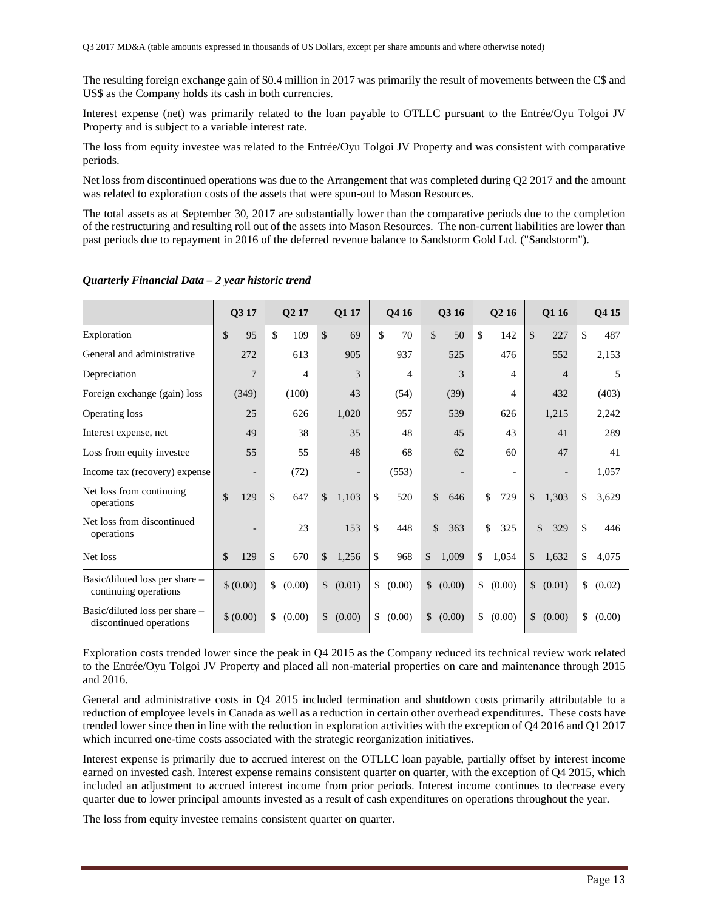The resulting foreign exchange gain of $0.4 million in 2017 was primarily the result of movements between the C$ and US$ as the Company holds its cash in both currencies.

Interest expense (net) was primarily related to the loan payable to OTLLC pursuant to the Entrée/Oyu Tolgoi JV Property and is subject to a variable interest rate.

The loss from equity investee was related to the Entrée/Oyu Tolgoi JV Property and was consistent with comparative periods.

Net loss from discontinued operations was due to the Arrangement that was completed during Q2 2017 and the amount was related to exploration costs of the assets that were spun-out to Mason Resources.

The total assets as at September 30, 2017 are substantially lower than the comparative periods due to the completion of the restructuring and resulting roll out of the assets into Mason Resources. The non-current liabilities are lower than past periods due to repayment in 2016 of the deferred revenue balance to Sandstorm Gold Ltd. ("Sandstorm").

***Quarterly Financial Data – 2 year historic trend***

| | Q3 17 | Q2 17 | Q1 17 | Q4 16 | Q3 16 | Q2 16 | Q1 16 | Q4 15 |
|---|---|---|---|---|---|---|---|---|
| Exploration | $ 95 | $ 109 | $ 69 | $ 70 | $ 50 | $ 142 | $ 227 | $ 487 |
| General and administrative | 272 | 613 | 905 | 937 | 525 | 476 | 552 | 2,153 |
| Depreciation | 7 | 4 | 3 | 4 | 3 | 4 | 4 | 5 |
| Foreign exchange (gain) loss | (349) | (100) | 43 | (54) | (39) | 4 | 432 | (403) |
| Operating loss | 25 | 626 | 1,020 | 957 | 539 | 626 | 1,215 | 2,242 |
| Interest expense, net | 49 | 38 | 35 | 48 | 45 | 43 | 41 | 289 |
| Loss from equity investee | 55 | 55 | 48 | 68 | 62 | 60 | 47 | 41 |
| Income tax (recovery) expense | - | (72) | - | (553) | - | - | - | 1,057 |
| Net loss from continuing operations | $ 129 | $ 647 | $ 1,103 | $ 520 | $ 646 | $ 729 | $ 1,303 | $ 3,629 |
| Net loss from discontinued operations | - | 23 | 153 | $ 448 | $ 363 | $ 325 | $ 329 | $ 446 |
| Net loss | $ 129 | $ 670 | $ 1,256 | $ 968 | $ 1,009 | $ 1,054 | $ 1,632 | $ 4,075 |
| Basic/diluted loss per share – continuing operations | $ (0.00) | $ (0.00) | $ (0.01) | $ (0.00) | $ (0.00) | $ (0.00) | $ (0.01) | $ (0.02) |
| Basic/diluted loss per share – discontinued operations | $ (0.00) | $ (0.00) | $ (0.00) | $ (0.00) | $ (0.00) | $ (0.00) | $ (0.00) | $ (0.00) |

Exploration costs trended lower since the peak in Q4 2015 as the Company reduced its technical review work related to the Entrée/Oyu Tolgoi JV Property and placed all non-material properties on care and maintenance through 2015 and 2016.

General and administrative costs in Q4 2015 included termination and shutdown costs primarily attributable to a reduction of employee levels in Canada as well as a reduction in certain other overhead expenditures. These costs have trended lower since then in line with the reduction in exploration activities with the exception of Q4 2016 and Q1 2017 which incurred one-time costs associated with the strategic reorganization initiatives.

Interest expense is primarily due to accrued interest on the OTLLC loan payable, partially offset by interest income earned on invested cash. Interest expense remains consistent quarter on quarter, with the exception of Q4 2015, which included an adjustment to accrued interest income from prior periods. Interest income continues to decrease every quarter due to lower principal amounts invested as a result of cash expenditures on operations throughout the year.

The loss from equity investee remains consistent quarter on quarter.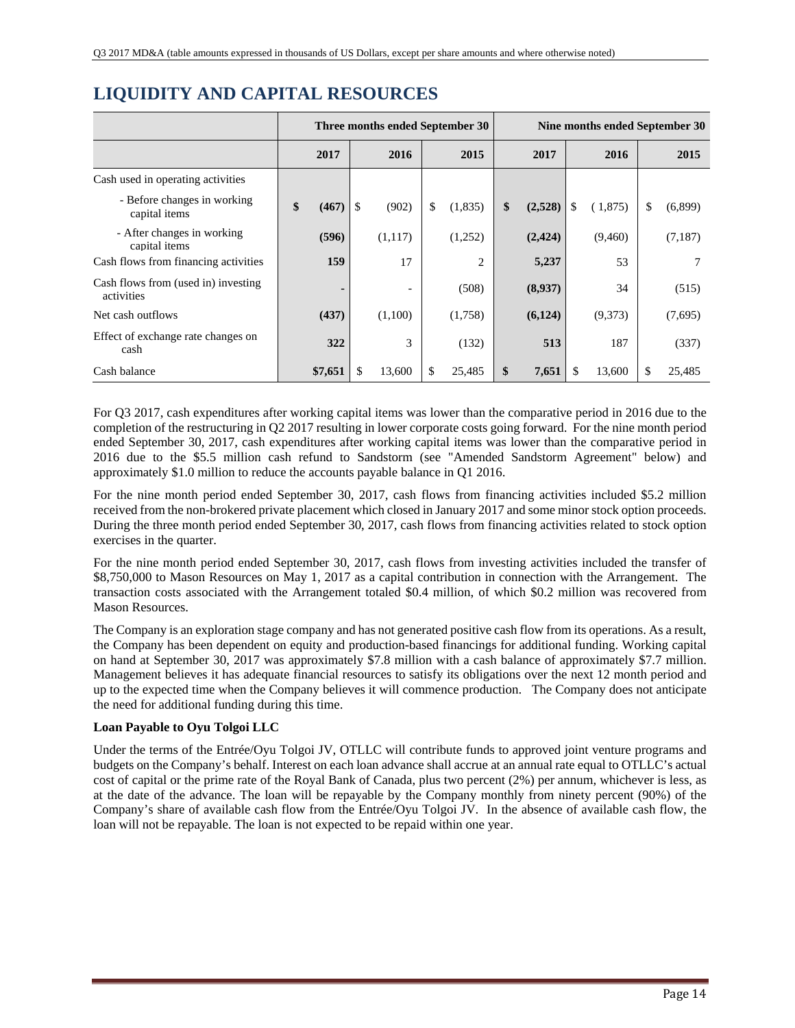# LIQUIDITY AND CAPITAL RESOURCES

| | Three months ended September 30 | | | Nine months ended September 30 | | |
|---|---|---|---|---|---|---|
| | **2017** | 2016 | 2015 | **2017** | 2016 | 2015 |
| Cash used in operating activities | | | | | | |
| - Before changes in working capital items | **$ (467)** | $ (902) | $ (1,835) | **$ (2,528)** | $ ( 1,875) | $ (6,899) |
| - After changes in working capital items | **(596)** | (1,117) | (1,252) | **(2,424)** | (9,460) | (7,187) |
| Cash flows from financing activities | **159** | 17 | 2 | **5,237** | 53 | 7 |
| Cash flows from (used in) investing activities | **-** | - | (508) | **(8,937)** | 34 | (515) |
| Net cash outflows | **(437)** | (1,100) | (1,758) | **(6,124)** | (9,373) | (7,695) |
| Effect of exchange rate changes on cash | **322** | 3 | (132) | **513** | 187 | (337) |
| Cash balance | **$7,651** | $ 13,600 | $ 25,485 | **$ 7,651** | $ 13,600 | $ 25,485 |

For Q3 2017, cash expenditures after working capital items was lower than the comparative period in 2016 due to the completion of the restructuring in Q2 2017 resulting in lower corporate costs going forward. For the nine month period ended September 30, 2017, cash expenditures after working capital items was lower than the comparative period in 2016 due to the $5.5 million cash refund to Sandstorm (see "Amended Sandstorm Agreement" below) and approximately $1.0 million to reduce the accounts payable balance in Q1 2016.

For the nine month period ended September 30, 2017, cash flows from financing activities included $5.2 million received from the non-brokered private placement which closed in January 2017 and some minor stock option proceeds. During the three month period ended September 30, 2017, cash flows from financing activities related to stock option exercises in the quarter.

For the nine month period ended September 30, 2017, cash flows from investing activities included the transfer of $8,750,000 to Mason Resources on May 1, 2017 as a capital contribution in connection with the Arrangement. The transaction costs associated with the Arrangement totaled $0.4 million, of which $0.2 million was recovered from Mason Resources.

The Company is an exploration stage company and has not generated positive cash flow from its operations. As a result, the Company has been dependent on equity and production-based financings for additional funding. Working capital on hand at September 30, 2017 was approximately $7.8 million with a cash balance of approximately $7.7 million. Management believes it has adequate financial resources to satisfy its obligations over the next 12 month period and up to the expected time when the Company believes it will commence production. The Company does not anticipate the need for additional funding during this time.

**Loan Payable to Oyu Tolgoi LLC**

Under the terms of the Entrée/Oyu Tolgoi JV, OTLLC will contribute funds to approved joint venture programs and budgets on the Company's behalf. Interest on each loan advance shall accrue at an annual rate equal to OTLLC's actual cost of capital or the prime rate of the Royal Bank of Canada, plus two percent (2%) per annum, whichever is less, as at the date of the advance. The loan will be repayable by the Company monthly from ninety percent (90%) of the Company's share of available cash flow from the Entrée/Oyu Tolgoi JV. In the absence of available cash flow, the loan will not be repayable. The loan is not expected to be repaid within one year.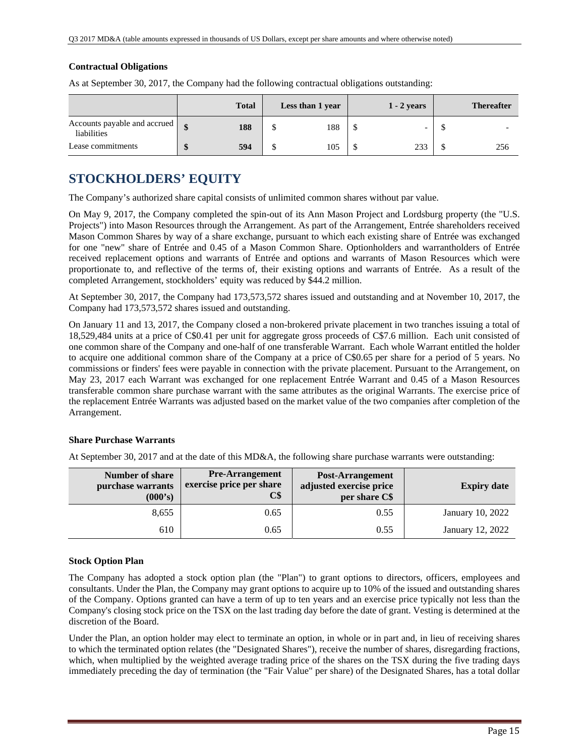### Contractual Obligations

As at September 30, 2017, the Company had the following contractual obligations outstanding:

| | Total | Less than 1 year | 1 - 2 years | Thereafter |
|---|---|---|---|---|
| Accounts payable and accrued liabilities | **$ 188** | $ 188 | $ - | $ - |
| Lease commitments | **$ 594** | $ 105 | $ 233 | $ 256 |

# STOCKHOLDERS' EQUITY

The Company's authorized share capital consists of unlimited common shares without par value.

On May 9, 2017, the Company completed the spin-out of its Ann Mason Project and Lordsburg property (the "U.S. Projects") into Mason Resources through the Arrangement. As part of the Arrangement, Entrée shareholders received Mason Common Shares by way of a share exchange, pursuant to which each existing share of Entrée was exchanged for one "new" share of Entrée and 0.45 of a Mason Common Share. Optionholders and warrantholders of Entrée received replacement options and warrants of Entrée and options and warrants of Mason Resources which were proportionate to, and reflective of the terms of, their existing options and warrants of Entrée. As a result of the completed Arrangement, stockholders' equity was reduced by $44.2 million.

At September 30, 2017, the Company had 173,573,572 shares issued and outstanding and at November 10, 2017, the Company had 173,573,572 shares issued and outstanding.

On January 11 and 13, 2017, the Company closed a non-brokered private placement in two tranches issuing a total of 18,529,484 units at a price of C$0.41 per unit for aggregate gross proceeds of C$7.6 million. Each unit consisted of one common share of the Company and one-half of one transferable Warrant. Each whole Warrant entitled the holder to acquire one additional common share of the Company at a price of C$0.65 per share for a period of 5 years. No commissions or finders' fees were payable in connection with the private placement. Pursuant to the Arrangement, on May 23, 2017 each Warrant was exchanged for one replacement Entrée Warrant and 0.45 of a Mason Resources transferable common share purchase warrant with the same attributes as the original Warrants. The exercise price of the replacement Entrée Warrants was adjusted based on the market value of the two companies after completion of the Arrangement.

### Share Purchase Warrants

At September 30, 2017 and at the date of this MD&A, the following share purchase warrants were outstanding:

| Number of share purchase warrants (000's) | Pre-Arrangement exercise price per share C$ | Post-Arrangement adjusted exercise price per share C$ | Expiry date |
|---|---|---|---|
| 8,655 | 0.65 | 0.55 | January 10, 2022 |
| 610 | 0.65 | 0.55 | January 12, 2022 |

### Stock Option Plan

The Company has adopted a stock option plan (the "Plan") to grant options to directors, officers, employees and consultants. Under the Plan, the Company may grant options to acquire up to 10% of the issued and outstanding shares of the Company. Options granted can have a term of up to ten years and an exercise price typically not less than the Company's closing stock price on the TSX on the last trading day before the date of grant. Vesting is determined at the discretion of the Board.

Under the Plan, an option holder may elect to terminate an option, in whole or in part and, in lieu of receiving shares to which the terminated option relates (the "Designated Shares"), receive the number of shares, disregarding fractions, which, when multiplied by the weighted average trading price of the shares on the TSX during the five trading days immediately preceding the day of termination (the "Fair Value" per share) of the Designated Shares, has a total dollar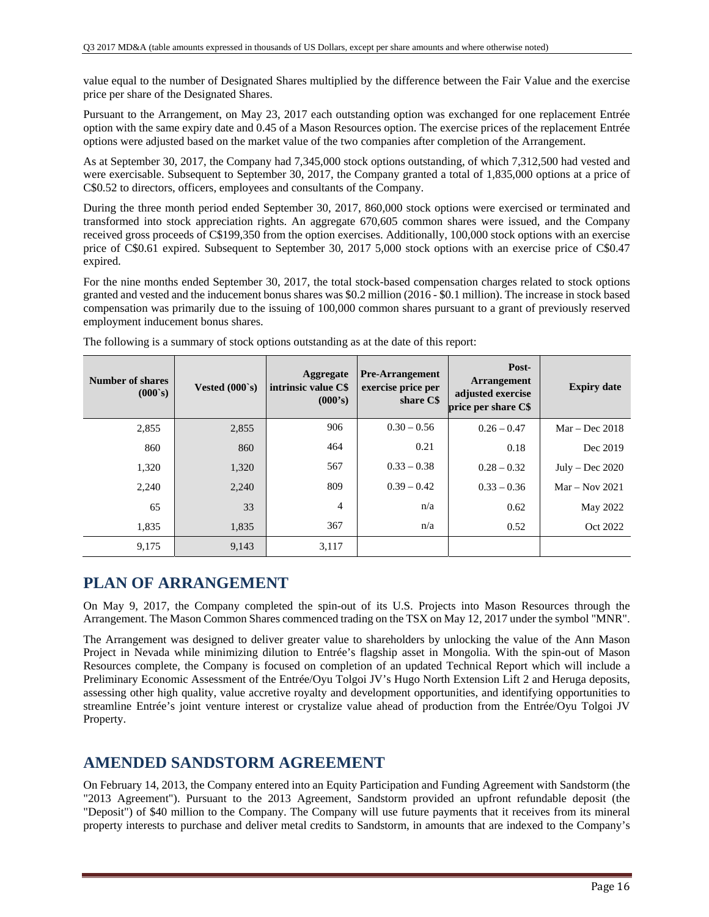value equal to the number of Designated Shares multiplied by the difference between the Fair Value and the exercise price per share of the Designated Shares.

Pursuant to the Arrangement, on May 23, 2017 each outstanding option was exchanged for one replacement Entrée option with the same expiry date and 0.45 of a Mason Resources option. The exercise prices of the replacement Entrée options were adjusted based on the market value of the two companies after completion of the Arrangement.

As at September 30, 2017, the Company had 7,345,000 stock options outstanding, of which 7,312,500 had vested and were exercisable. Subsequent to September 30, 2017, the Company granted a total of 1,835,000 options at a price of C$0.52 to directors, officers, employees and consultants of the Company.

During the three month period ended September 30, 2017, 860,000 stock options were exercised or terminated and transformed into stock appreciation rights. An aggregate 670,605 common shares were issued, and the Company received gross proceeds of C$199,350 from the option exercises. Additionally, 100,000 stock options with an exercise price of C$0.61 expired. Subsequent to September 30, 2017 5,000 stock options with an exercise price of C$0.47 expired.

For the nine months ended September 30, 2017, the total stock-based compensation charges related to stock options granted and vested and the inducement bonus shares was $0.2 million (2016 - $0.1 million). The increase in stock based compensation was primarily due to the issuing of 100,000 common shares pursuant to a grant of previously reserved employment inducement bonus shares.

The following is a summary of stock options outstanding as at the date of this report:

| Number of shares (000`s) | Vested (000`s) | Aggregate intrinsic value C$ (000's) | Pre-Arrangement exercise price per share C$ | Post-Arrangement adjusted exercise price per share C$ | Expiry date |
|---|---|---|---|---|---|
| 2,855 | 2,855 | 906 | 0.30 – 0.56 | 0.26 – 0.47 | Mar – Dec 2018 |
| 860 | 860 | 464 | 0.21 | 0.18 | Dec 2019 |
| 1,320 | 1,320 | 567 | 0.33 – 0.38 | 0.28 – 0.32 | July – Dec 2020 |
| 2,240 | 2,240 | 809 | 0.39 – 0.42 | 0.33 – 0.36 | Mar – Nov 2021 |
| 65 | 33 | 4 | n/a | 0.62 | May 2022 |
| 1,835 | 1,835 | 367 | n/a | 0.52 | Oct 2022 |
| 9,175 | 9,143 | 3,117 | | | |

## PLAN OF ARRANGEMENT

On May 9, 2017, the Company completed the spin-out of its U.S. Projects into Mason Resources through the Arrangement. The Mason Common Shares commenced trading on the TSX on May 12, 2017 under the symbol "MNR".

The Arrangement was designed to deliver greater value to shareholders by unlocking the value of the Ann Mason Project in Nevada while minimizing dilution to Entrée's flagship asset in Mongolia. With the spin-out of Mason Resources complete, the Company is focused on completion of an updated Technical Report which will include a Preliminary Economic Assessment of the Entrée/Oyu Tolgoi JV's Hugo North Extension Lift 2 and Heruga deposits, assessing other high quality, value accretive royalty and development opportunities, and identifying opportunities to streamline Entrée's joint venture interest or crystalize value ahead of production from the Entrée/Oyu Tolgoi JV Property.

## AMENDED SANDSTORM AGREEMENT

On February 14, 2013, the Company entered into an Equity Participation and Funding Agreement with Sandstorm (the "2013 Agreement"). Pursuant to the 2013 Agreement, Sandstorm provided an upfront refundable deposit (the "Deposit") of $40 million to the Company. The Company will use future payments that it receives from its mineral property interests to purchase and deliver metal credits to Sandstorm, in amounts that are indexed to the Company's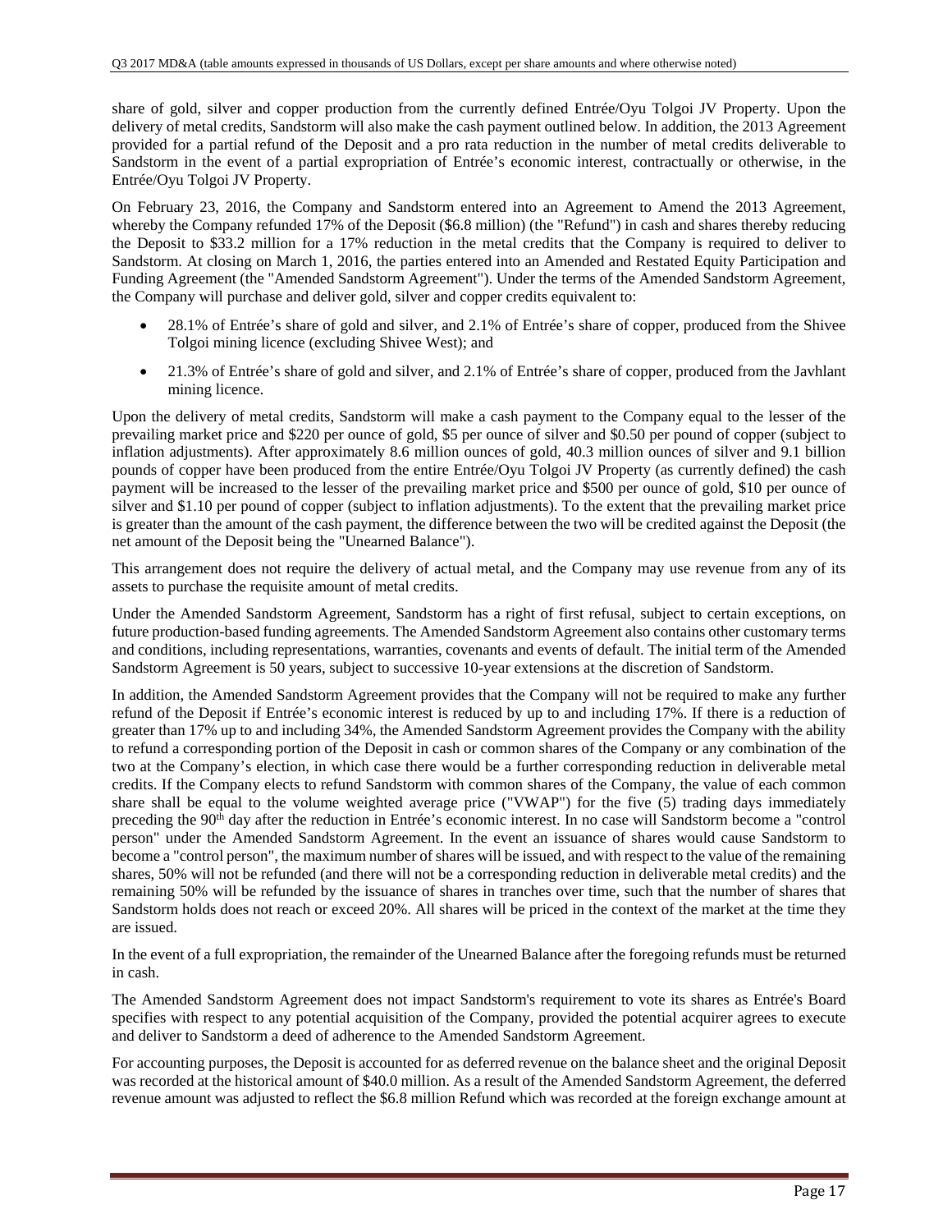share of gold, silver and copper production from the currently defined Entrée/Oyu Tolgoi JV Property. Upon the delivery of metal credits, Sandstorm will also make the cash payment outlined below. In addition, the 2013 Agreement provided for a partial refund of the Deposit and a pro rata reduction in the number of metal credits deliverable to Sandstorm in the event of a partial expropriation of Entrée's economic interest, contractually or otherwise, in the Entrée/Oyu Tolgoi JV Property.

On February 23, 2016, the Company and Sandstorm entered into an Agreement to Amend the 2013 Agreement, whereby the Company refunded 17% of the Deposit ($6.8 million) (the "Refund") in cash and shares thereby reducing the Deposit to $33.2 million for a 17% reduction in the metal credits that the Company is required to deliver to Sandstorm. At closing on March 1, 2016, the parties entered into an Amended and Restated Equity Participation and Funding Agreement (the "Amended Sandstorm Agreement"). Under the terms of the Amended Sandstorm Agreement, the Company will purchase and deliver gold, silver and copper credits equivalent to:

- 28.1% of Entrée's share of gold and silver, and 2.1% of Entrée's share of copper, produced from the Shivee Tolgoi mining licence (excluding Shivee West); and
- 21.3% of Entrée's share of gold and silver, and 2.1% of Entrée's share of copper, produced from the Javhlant mining licence.

Upon the delivery of metal credits, Sandstorm will make a cash payment to the Company equal to the lesser of the prevailing market price and $220 per ounce of gold, $5 per ounce of silver and $0.50 per pound of copper (subject to inflation adjustments). After approximately 8.6 million ounces of gold, 40.3 million ounces of silver and 9.1 billion pounds of copper have been produced from the entire Entrée/Oyu Tolgoi JV Property (as currently defined) the cash payment will be increased to the lesser of the prevailing market price and $500 per ounce of gold, $10 per ounce of silver and $1.10 per pound of copper (subject to inflation adjustments). To the extent that the prevailing market price is greater than the amount of the cash payment, the difference between the two will be credited against the Deposit (the net amount of the Deposit being the "Unearned Balance").

This arrangement does not require the delivery of actual metal, and the Company may use revenue from any of its assets to purchase the requisite amount of metal credits.

Under the Amended Sandstorm Agreement, Sandstorm has a right of first refusal, subject to certain exceptions, on future production-based funding agreements. The Amended Sandstorm Agreement also contains other customary terms and conditions, including representations, warranties, covenants and events of default. The initial term of the Amended Sandstorm Agreement is 50 years, subject to successive 10-year extensions at the discretion of Sandstorm.

In addition, the Amended Sandstorm Agreement provides that the Company will not be required to make any further refund of the Deposit if Entrée's economic interest is reduced by up to and including 17%. If there is a reduction of greater than 17% up to and including 34%, the Amended Sandstorm Agreement provides the Company with the ability to refund a corresponding portion of the Deposit in cash or common shares of the Company or any combination of the two at the Company's election, in which case there would be a further corresponding reduction in deliverable metal credits. If the Company elects to refund Sandstorm with common shares of the Company, the value of each common share shall be equal to the volume weighted average price ("VWAP") for the five (5) trading days immediately preceding the 90th day after the reduction in Entrée's economic interest. In no case will Sandstorm become a "control person" under the Amended Sandstorm Agreement. In the event an issuance of shares would cause Sandstorm to become a "control person", the maximum number of shares will be issued, and with respect to the value of the remaining shares, 50% will not be refunded (and there will not be a corresponding reduction in deliverable metal credits) and the remaining 50% will be refunded by the issuance of shares in tranches over time, such that the number of shares that Sandstorm holds does not reach or exceed 20%. All shares will be priced in the context of the market at the time they are issued.

In the event of a full expropriation, the remainder of the Unearned Balance after the foregoing refunds must be returned in cash.

The Amended Sandstorm Agreement does not impact Sandstorm's requirement to vote its shares as Entrée's Board specifies with respect to any potential acquisition of the Company, provided the potential acquirer agrees to execute and deliver to Sandstorm a deed of adherence to the Amended Sandstorm Agreement.

For accounting purposes, the Deposit is accounted for as deferred revenue on the balance sheet and the original Deposit was recorded at the historical amount of $40.0 million. As a result of the Amended Sandstorm Agreement, the deferred revenue amount was adjusted to reflect the $6.8 million Refund which was recorded at the foreign exchange amount at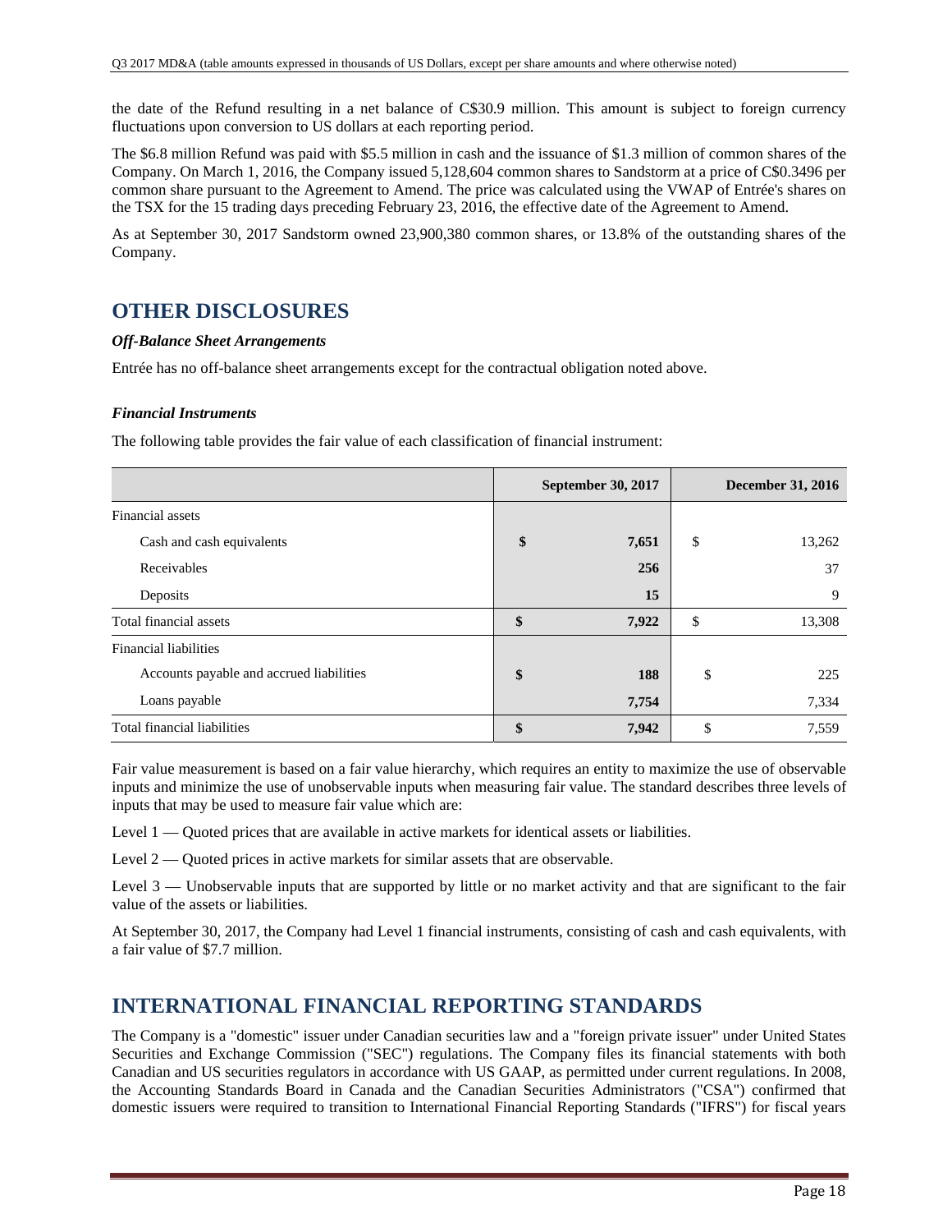the date of the Refund resulting in a net balance of C$30.9 million. This amount is subject to foreign currency fluctuations upon conversion to US dollars at each reporting period.

The $6.8 million Refund was paid with $5.5 million in cash and the issuance of $1.3 million of common shares of the Company. On March 1, 2016, the Company issued 5,128,604 common shares to Sandstorm at a price of C$0.3496 per common share pursuant to the Agreement to Amend. The price was calculated using the VWAP of Entrée's shares on the TSX for the 15 trading days preceding February 23, 2016, the effective date of the Agreement to Amend.

As at September 30, 2017 Sandstorm owned 23,900,380 common shares, or 13.8% of the outstanding shares of the Company.

## OTHER DISCLOSURES

### *Off-Balance Sheet Arrangements*

Entrée has no off-balance sheet arrangements except for the contractual obligation noted above.

### *Financial Instruments*

The following table provides the fair value of each classification of financial instrument:

| | September 30, 2017 | December 31, 2016 |
|---|---|---|
| Financial assets | | |
| Cash and cash equivalents | **$ 7,651** | $ 13,262 |
| Receivables | **256** | 37 |
| Deposits | **15** | 9 |
| Total financial assets | **$ 7,922** | $ 13,308 |
| Financial liabilities | | |
| Accounts payable and accrued liabilities | **$ 188** | $ 225 |
| Loans payable | **7,754** | 7,334 |
| Total financial liabilities | **$ 7,942** | $ 7,559 |

Fair value measurement is based on a fair value hierarchy, which requires an entity to maximize the use of observable inputs and minimize the use of unobservable inputs when measuring fair value. The standard describes three levels of inputs that may be used to measure fair value which are:

Level 1 — Quoted prices that are available in active markets for identical assets or liabilities.

Level 2 — Quoted prices in active markets for similar assets that are observable.

Level 3 — Unobservable inputs that are supported by little or no market activity and that are significant to the fair value of the assets or liabilities.

At September 30, 2017, the Company had Level 1 financial instruments, consisting of cash and cash equivalents, with a fair value of $7.7 million.

## INTERNATIONAL FINANCIAL REPORTING STANDARDS

The Company is a "domestic" issuer under Canadian securities law and a "foreign private issuer" under United States Securities and Exchange Commission ("SEC") regulations. The Company files its financial statements with both Canadian and US securities regulators in accordance with US GAAP, as permitted under current regulations. In 2008, the Accounting Standards Board in Canada and the Canadian Securities Administrators ("CSA") confirmed that domestic issuers were required to transition to International Financial Reporting Standards ("IFRS") for fiscal years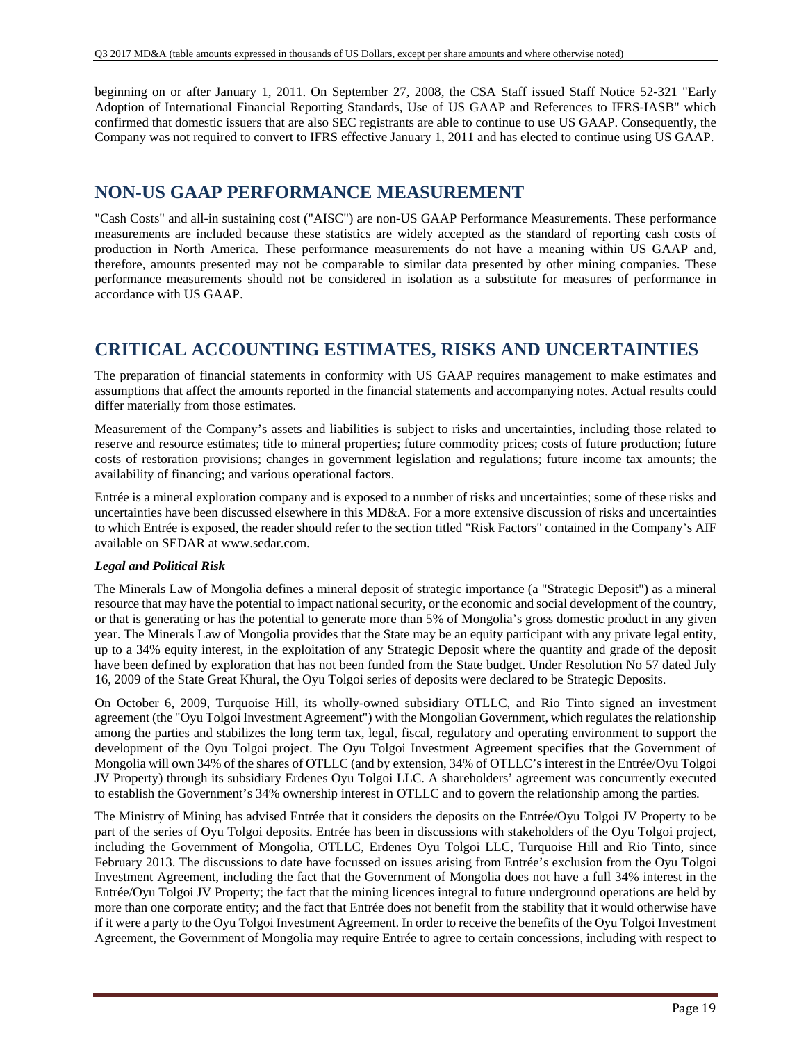beginning on or after January 1, 2011. On September 27, 2008, the CSA Staff issued Staff Notice 52-321 "Early Adoption of International Financial Reporting Standards, Use of US GAAP and References to IFRS-IASB" which confirmed that domestic issuers that are also SEC registrants are able to continue to use US GAAP. Consequently, the Company was not required to convert to IFRS effective January 1, 2011 and has elected to continue using US GAAP.

# NON-US GAAP PERFORMANCE MEASUREMENT

"Cash Costs" and all-in sustaining cost ("AISC") are non-US GAAP Performance Measurements. These performance measurements are included because these statistics are widely accepted as the standard of reporting cash costs of production in North America. These performance measurements do not have a meaning within US GAAP and, therefore, amounts presented may not be comparable to similar data presented by other mining companies. These performance measurements should not be considered in isolation as a substitute for measures of performance in accordance with US GAAP.

# CRITICAL ACCOUNTING ESTIMATES, RISKS AND UNCERTAINTIES

The preparation of financial statements in conformity with US GAAP requires management to make estimates and assumptions that affect the amounts reported in the financial statements and accompanying notes. Actual results could differ materially from those estimates.

Measurement of the Company's assets and liabilities is subject to risks and uncertainties, including those related to reserve and resource estimates; title to mineral properties; future commodity prices; costs of future production; future costs of restoration provisions; changes in government legislation and regulations; future income tax amounts; the availability of financing; and various operational factors.

Entrée is a mineral exploration company and is exposed to a number of risks and uncertainties; some of these risks and uncertainties have been discussed elsewhere in this MD&A. For a more extensive discussion of risks and uncertainties to which Entrée is exposed, the reader should refer to the section titled "Risk Factors" contained in the Company's AIF available on SEDAR at www.sedar.com.

***Legal and Political Risk***

The Minerals Law of Mongolia defines a mineral deposit of strategic importance (a "Strategic Deposit") as a mineral resource that may have the potential to impact national security, or the economic and social development of the country, or that is generating or has the potential to generate more than 5% of Mongolia's gross domestic product in any given year. The Minerals Law of Mongolia provides that the State may be an equity participant with any private legal entity, up to a 34% equity interest, in the exploitation of any Strategic Deposit where the quantity and grade of the deposit have been defined by exploration that has not been funded from the State budget. Under Resolution No 57 dated July 16, 2009 of the State Great Khural, the Oyu Tolgoi series of deposits were declared to be Strategic Deposits.

On October 6, 2009, Turquoise Hill, its wholly-owned subsidiary OTLLC, and Rio Tinto signed an investment agreement (the "Oyu Tolgoi Investment Agreement") with the Mongolian Government, which regulates the relationship among the parties and stabilizes the long term tax, legal, fiscal, regulatory and operating environment to support the development of the Oyu Tolgoi project. The Oyu Tolgoi Investment Agreement specifies that the Government of Mongolia will own 34% of the shares of OTLLC (and by extension, 34% of OTLLC's interest in the Entrée/Oyu Tolgoi JV Property) through its subsidiary Erdenes Oyu Tolgoi LLC. A shareholders' agreement was concurrently executed to establish the Government's 34% ownership interest in OTLLC and to govern the relationship among the parties.

The Ministry of Mining has advised Entrée that it considers the deposits on the Entrée/Oyu Tolgoi JV Property to be part of the series of Oyu Tolgoi deposits. Entrée has been in discussions with stakeholders of the Oyu Tolgoi project, including the Government of Mongolia, OTLLC, Erdenes Oyu Tolgoi LLC, Turquoise Hill and Rio Tinto, since February 2013. The discussions to date have focussed on issues arising from Entrée's exclusion from the Oyu Tolgoi Investment Agreement, including the fact that the Government of Mongolia does not have a full 34% interest in the Entrée/Oyu Tolgoi JV Property; the fact that the mining licences integral to future underground operations are held by more than one corporate entity; and the fact that Entrée does not benefit from the stability that it would otherwise have if it were a party to the Oyu Tolgoi Investment Agreement. In order to receive the benefits of the Oyu Tolgoi Investment Agreement, the Government of Mongolia may require Entrée to agree to certain concessions, including with respect to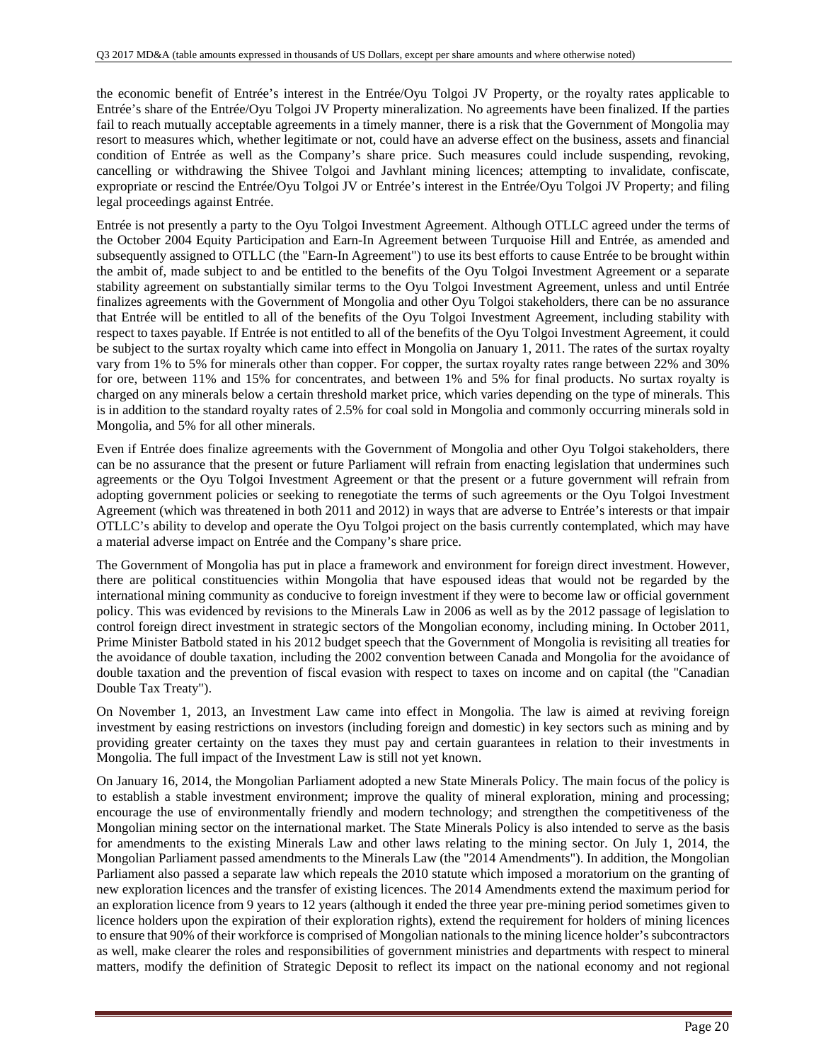the economic benefit of Entrée's interest in the Entrée/Oyu Tolgoi JV Property, or the royalty rates applicable to Entrée's share of the Entrée/Oyu Tolgoi JV Property mineralization. No agreements have been finalized. If the parties fail to reach mutually acceptable agreements in a timely manner, there is a risk that the Government of Mongolia may resort to measures which, whether legitimate or not, could have an adverse effect on the business, assets and financial condition of Entrée as well as the Company's share price. Such measures could include suspending, revoking, cancelling or withdrawing the Shivee Tolgoi and Javhlant mining licences; attempting to invalidate, confiscate, expropriate or rescind the Entrée/Oyu Tolgoi JV or Entrée's interest in the Entrée/Oyu Tolgoi JV Property; and filing legal proceedings against Entrée.

Entrée is not presently a party to the Oyu Tolgoi Investment Agreement. Although OTLLC agreed under the terms of the October 2004 Equity Participation and Earn-In Agreement between Turquoise Hill and Entrée, as amended and subsequently assigned to OTLLC (the "Earn-In Agreement") to use its best efforts to cause Entrée to be brought within the ambit of, made subject to and be entitled to the benefits of the Oyu Tolgoi Investment Agreement or a separate stability agreement on substantially similar terms to the Oyu Tolgoi Investment Agreement, unless and until Entrée finalizes agreements with the Government of Mongolia and other Oyu Tolgoi stakeholders, there can be no assurance that Entrée will be entitled to all of the benefits of the Oyu Tolgoi Investment Agreement, including stability with respect to taxes payable. If Entrée is not entitled to all of the benefits of the Oyu Tolgoi Investment Agreement, it could be subject to the surtax royalty which came into effect in Mongolia on January 1, 2011. The rates of the surtax royalty vary from 1% to 5% for minerals other than copper. For copper, the surtax royalty rates range between 22% and 30% for ore, between 11% and 15% for concentrates, and between 1% and 5% for final products. No surtax royalty is charged on any minerals below a certain threshold market price, which varies depending on the type of minerals. This is in addition to the standard royalty rates of 2.5% for coal sold in Mongolia and commonly occurring minerals sold in Mongolia, and 5% for all other minerals.

Even if Entrée does finalize agreements with the Government of Mongolia and other Oyu Tolgoi stakeholders, there can be no assurance that the present or future Parliament will refrain from enacting legislation that undermines such agreements or the Oyu Tolgoi Investment Agreement or that the present or a future government will refrain from adopting government policies or seeking to renegotiate the terms of such agreements or the Oyu Tolgoi Investment Agreement (which was threatened in both 2011 and 2012) in ways that are adverse to Entrée's interests or that impair OTLLC's ability to develop and operate the Oyu Tolgoi project on the basis currently contemplated, which may have a material adverse impact on Entrée and the Company's share price.

The Government of Mongolia has put in place a framework and environment for foreign direct investment. However, there are political constituencies within Mongolia that have espoused ideas that would not be regarded by the international mining community as conducive to foreign investment if they were to become law or official government policy. This was evidenced by revisions to the Minerals Law in 2006 as well as by the 2012 passage of legislation to control foreign direct investment in strategic sectors of the Mongolian economy, including mining. In October 2011, Prime Minister Batbold stated in his 2012 budget speech that the Government of Mongolia is revisiting all treaties for the avoidance of double taxation, including the 2002 convention between Canada and Mongolia for the avoidance of double taxation and the prevention of fiscal evasion with respect to taxes on income and on capital (the "Canadian Double Tax Treaty").

On November 1, 2013, an Investment Law came into effect in Mongolia. The law is aimed at reviving foreign investment by easing restrictions on investors (including foreign and domestic) in key sectors such as mining and by providing greater certainty on the taxes they must pay and certain guarantees in relation to their investments in Mongolia. The full impact of the Investment Law is still not yet known.

On January 16, 2014, the Mongolian Parliament adopted a new State Minerals Policy. The main focus of the policy is to establish a stable investment environment; improve the quality of mineral exploration, mining and processing; encourage the use of environmentally friendly and modern technology; and strengthen the competitiveness of the Mongolian mining sector on the international market. The State Minerals Policy is also intended to serve as the basis for amendments to the existing Minerals Law and other laws relating to the mining sector. On July 1, 2014, the Mongolian Parliament passed amendments to the Minerals Law (the "2014 Amendments"). In addition, the Mongolian Parliament also passed a separate law which repeals the 2010 statute which imposed a moratorium on the granting of new exploration licences and the transfer of existing licences. The 2014 Amendments extend the maximum period for an exploration licence from 9 years to 12 years (although it ended the three year pre-mining period sometimes given to licence holders upon the expiration of their exploration rights), extend the requirement for holders of mining licences to ensure that 90% of their workforce is comprised of Mongolian nationals to the mining licence holder's subcontractors as well, make clearer the roles and responsibilities of government ministries and departments with respect to mineral matters, modify the definition of Strategic Deposit to reflect its impact on the national economy and not regional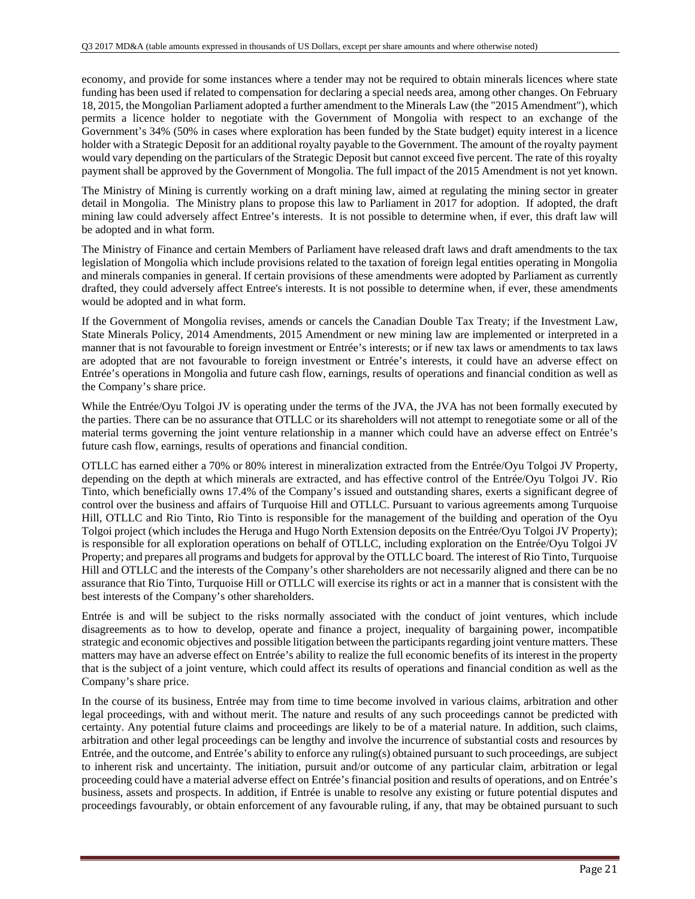economy, and provide for some instances where a tender may not be required to obtain minerals licences where state funding has been used if related to compensation for declaring a special needs area, among other changes. On February 18, 2015, the Mongolian Parliament adopted a further amendment to the Minerals Law (the "2015 Amendment"), which permits a licence holder to negotiate with the Government of Mongolia with respect to an exchange of the Government's 34% (50% in cases where exploration has been funded by the State budget) equity interest in a licence holder with a Strategic Deposit for an additional royalty payable to the Government. The amount of the royalty payment would vary depending on the particulars of the Strategic Deposit but cannot exceed five percent. The rate of this royalty payment shall be approved by the Government of Mongolia. The full impact of the 2015 Amendment is not yet known.

The Ministry of Mining is currently working on a draft mining law, aimed at regulating the mining sector in greater detail in Mongolia. The Ministry plans to propose this law to Parliament in 2017 for adoption. If adopted, the draft mining law could adversely affect Entree's interests. It is not possible to determine when, if ever, this draft law will be adopted and in what form.

The Ministry of Finance and certain Members of Parliament have released draft laws and draft amendments to the tax legislation of Mongolia which include provisions related to the taxation of foreign legal entities operating in Mongolia and minerals companies in general. If certain provisions of these amendments were adopted by Parliament as currently drafted, they could adversely affect Entree's interests. It is not possible to determine when, if ever, these amendments would be adopted and in what form.

If the Government of Mongolia revises, amends or cancels the Canadian Double Tax Treaty; if the Investment Law, State Minerals Policy, 2014 Amendments, 2015 Amendment or new mining law are implemented or interpreted in a manner that is not favourable to foreign investment or Entrée's interests; or if new tax laws or amendments to tax laws are adopted that are not favourable to foreign investment or Entrée's interests, it could have an adverse effect on Entrée's operations in Mongolia and future cash flow, earnings, results of operations and financial condition as well as the Company's share price.

While the Entrée/Oyu Tolgoi JV is operating under the terms of the JVA, the JVA has not been formally executed by the parties. There can be no assurance that OTLLC or its shareholders will not attempt to renegotiate some or all of the material terms governing the joint venture relationship in a manner which could have an adverse effect on Entrée's future cash flow, earnings, results of operations and financial condition.

OTLLC has earned either a 70% or 80% interest in mineralization extracted from the Entrée/Oyu Tolgoi JV Property, depending on the depth at which minerals are extracted, and has effective control of the Entrée/Oyu Tolgoi JV. Rio Tinto, which beneficially owns 17.4% of the Company's issued and outstanding shares, exerts a significant degree of control over the business and affairs of Turquoise Hill and OTLLC. Pursuant to various agreements among Turquoise Hill, OTLLC and Rio Tinto, Rio Tinto is responsible for the management of the building and operation of the Oyu Tolgoi project (which includes the Heruga and Hugo North Extension deposits on the Entrée/Oyu Tolgoi JV Property); is responsible for all exploration operations on behalf of OTLLC, including exploration on the Entrée/Oyu Tolgoi JV Property; and prepares all programs and budgets for approval by the OTLLC board. The interest of Rio Tinto, Turquoise Hill and OTLLC and the interests of the Company's other shareholders are not necessarily aligned and there can be no assurance that Rio Tinto, Turquoise Hill or OTLLC will exercise its rights or act in a manner that is consistent with the best interests of the Company's other shareholders.

Entrée is and will be subject to the risks normally associated with the conduct of joint ventures, which include disagreements as to how to develop, operate and finance a project, inequality of bargaining power, incompatible strategic and economic objectives and possible litigation between the participants regarding joint venture matters. These matters may have an adverse effect on Entrée's ability to realize the full economic benefits of its interest in the property that is the subject of a joint venture, which could affect its results of operations and financial condition as well as the Company's share price.

In the course of its business, Entrée may from time to time become involved in various claims, arbitration and other legal proceedings, with and without merit. The nature and results of any such proceedings cannot be predicted with certainty. Any potential future claims and proceedings are likely to be of a material nature. In addition, such claims, arbitration and other legal proceedings can be lengthy and involve the incurrence of substantial costs and resources by Entrée, and the outcome, and Entrée's ability to enforce any ruling(s) obtained pursuant to such proceedings, are subject to inherent risk and uncertainty. The initiation, pursuit and/or outcome of any particular claim, arbitration or legal proceeding could have a material adverse effect on Entrée's financial position and results of operations, and on Entrée's business, assets and prospects. In addition, if Entrée is unable to resolve any existing or future potential disputes and proceedings favourably, or obtain enforcement of any favourable ruling, if any, that may be obtained pursuant to such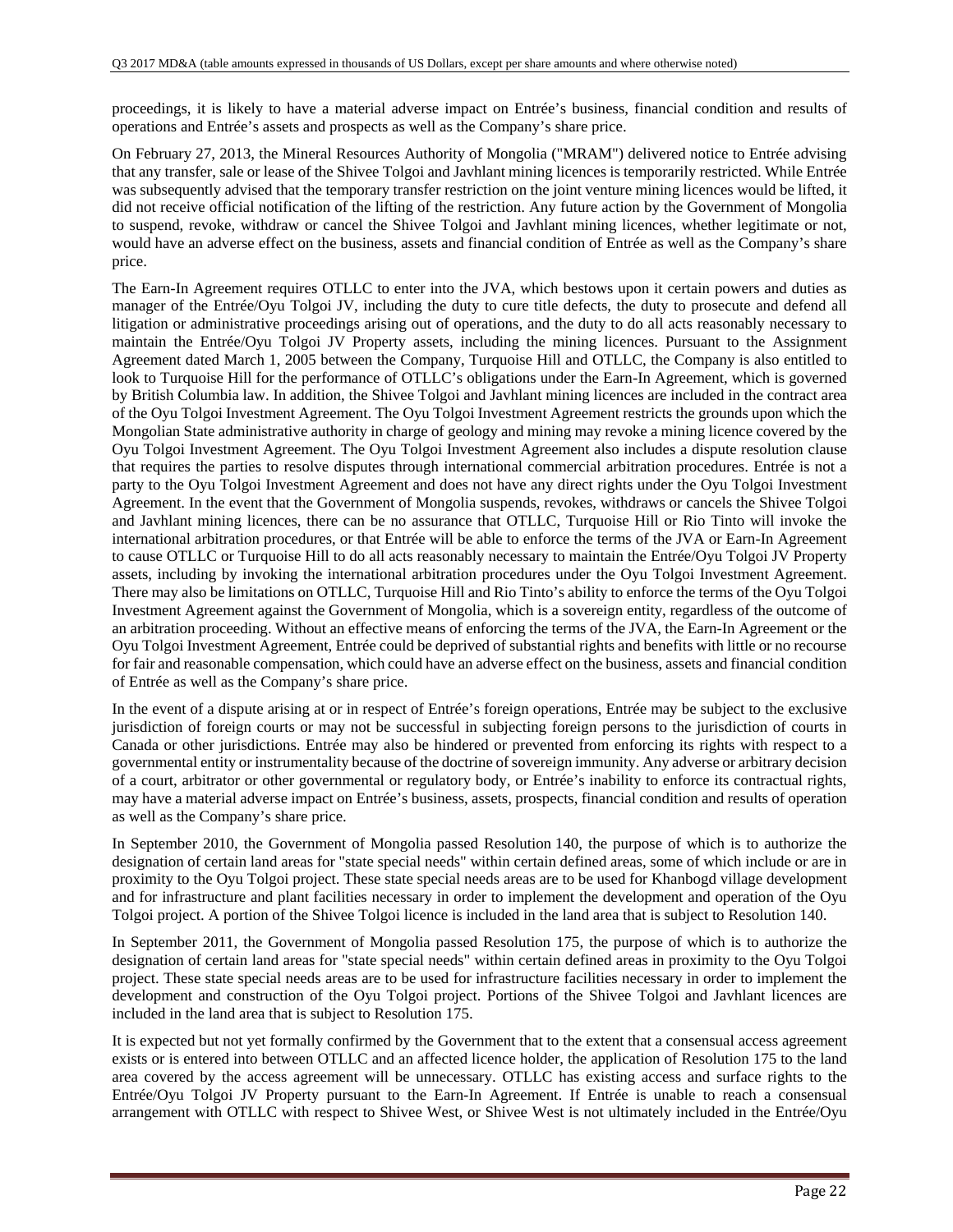proceedings, it is likely to have a material adverse impact on Entrée's business, financial condition and results of operations and Entrée's assets and prospects as well as the Company's share price.

On February 27, 2013, the Mineral Resources Authority of Mongolia ("MRAM") delivered notice to Entrée advising that any transfer, sale or lease of the Shivee Tolgoi and Javhlant mining licences is temporarily restricted. While Entrée was subsequently advised that the temporary transfer restriction on the joint venture mining licences would be lifted, it did not receive official notification of the lifting of the restriction. Any future action by the Government of Mongolia to suspend, revoke, withdraw or cancel the Shivee Tolgoi and Javhlant mining licences, whether legitimate or not, would have an adverse effect on the business, assets and financial condition of Entrée as well as the Company's share price.

The Earn-In Agreement requires OTLLC to enter into the JVA, which bestows upon it certain powers and duties as manager of the Entrée/Oyu Tolgoi JV, including the duty to cure title defects, the duty to prosecute and defend all litigation or administrative proceedings arising out of operations, and the duty to do all acts reasonably necessary to maintain the Entrée/Oyu Tolgoi JV Property assets, including the mining licences. Pursuant to the Assignment Agreement dated March 1, 2005 between the Company, Turquoise Hill and OTLLC, the Company is also entitled to look to Turquoise Hill for the performance of OTLLC's obligations under the Earn-In Agreement, which is governed by British Columbia law. In addition, the Shivee Tolgoi and Javhlant mining licences are included in the contract area of the Oyu Tolgoi Investment Agreement. The Oyu Tolgoi Investment Agreement restricts the grounds upon which the Mongolian State administrative authority in charge of geology and mining may revoke a mining licence covered by the Oyu Tolgoi Investment Agreement. The Oyu Tolgoi Investment Agreement also includes a dispute resolution clause that requires the parties to resolve disputes through international commercial arbitration procedures. Entrée is not a party to the Oyu Tolgoi Investment Agreement and does not have any direct rights under the Oyu Tolgoi Investment Agreement. In the event that the Government of Mongolia suspends, revokes, withdraws or cancels the Shivee Tolgoi and Javhlant mining licences, there can be no assurance that OTLLC, Turquoise Hill or Rio Tinto will invoke the international arbitration procedures, or that Entrée will be able to enforce the terms of the JVA or Earn-In Agreement to cause OTLLC or Turquoise Hill to do all acts reasonably necessary to maintain the Entrée/Oyu Tolgoi JV Property assets, including by invoking the international arbitration procedures under the Oyu Tolgoi Investment Agreement. There may also be limitations on OTLLC, Turquoise Hill and Rio Tinto's ability to enforce the terms of the Oyu Tolgoi Investment Agreement against the Government of Mongolia, which is a sovereign entity, regardless of the outcome of an arbitration proceeding. Without an effective means of enforcing the terms of the JVA, the Earn-In Agreement or the Oyu Tolgoi Investment Agreement, Entrée could be deprived of substantial rights and benefits with little or no recourse for fair and reasonable compensation, which could have an adverse effect on the business, assets and financial condition of Entrée as well as the Company's share price.

In the event of a dispute arising at or in respect of Entrée's foreign operations, Entrée may be subject to the exclusive jurisdiction of foreign courts or may not be successful in subjecting foreign persons to the jurisdiction of courts in Canada or other jurisdictions. Entrée may also be hindered or prevented from enforcing its rights with respect to a governmental entity or instrumentality because of the doctrine of sovereign immunity. Any adverse or arbitrary decision of a court, arbitrator or other governmental or regulatory body, or Entrée's inability to enforce its contractual rights, may have a material adverse impact on Entrée's business, assets, prospects, financial condition and results of operation as well as the Company's share price.

In September 2010, the Government of Mongolia passed Resolution 140, the purpose of which is to authorize the designation of certain land areas for "state special needs" within certain defined areas, some of which include or are in proximity to the Oyu Tolgoi project. These state special needs areas are to be used for Khanbogd village development and for infrastructure and plant facilities necessary in order to implement the development and operation of the Oyu Tolgoi project. A portion of the Shivee Tolgoi licence is included in the land area that is subject to Resolution 140.

In September 2011, the Government of Mongolia passed Resolution 175, the purpose of which is to authorize the designation of certain land areas for "state special needs" within certain defined areas in proximity to the Oyu Tolgoi project. These state special needs areas are to be used for infrastructure facilities necessary in order to implement the development and construction of the Oyu Tolgoi project. Portions of the Shivee Tolgoi and Javhlant licences are included in the land area that is subject to Resolution 175.

It is expected but not yet formally confirmed by the Government that to the extent that a consensual access agreement exists or is entered into between OTLLC and an affected licence holder, the application of Resolution 175 to the land area covered by the access agreement will be unnecessary. OTLLC has existing access and surface rights to the Entrée/Oyu Tolgoi JV Property pursuant to the Earn-In Agreement. If Entrée is unable to reach a consensual arrangement with OTLLC with respect to Shivee West, or Shivee West is not ultimately included in the Entrée/Oyu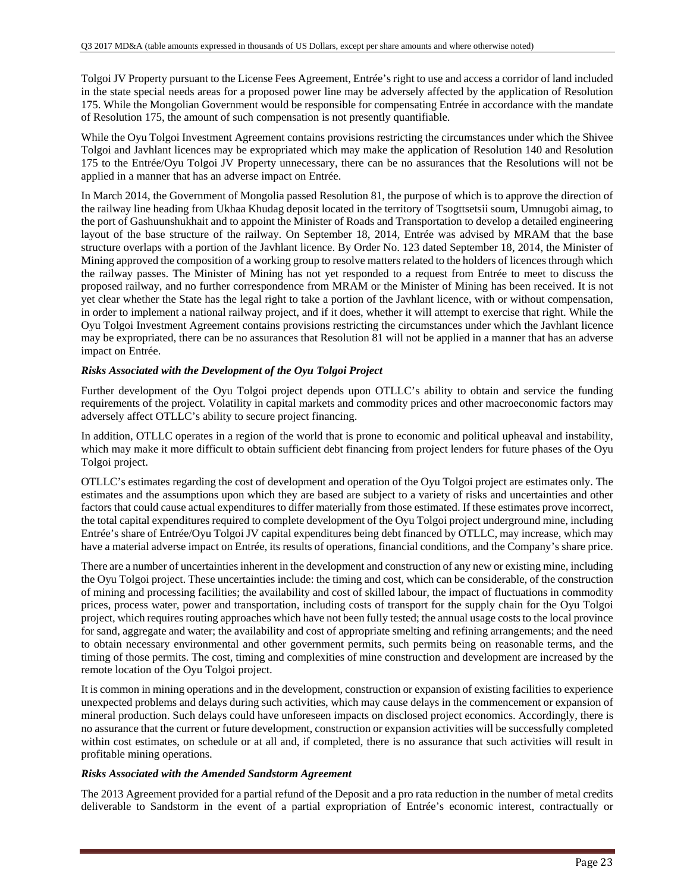Tolgoi JV Property pursuant to the License Fees Agreement, Entrée's right to use and access a corridor of land included in the state special needs areas for a proposed power line may be adversely affected by the application of Resolution 175. While the Mongolian Government would be responsible for compensating Entrée in accordance with the mandate of Resolution 175, the amount of such compensation is not presently quantifiable.

While the Oyu Tolgoi Investment Agreement contains provisions restricting the circumstances under which the Shivee Tolgoi and Javhlant licences may be expropriated which may make the application of Resolution 140 and Resolution 175 to the Entrée/Oyu Tolgoi JV Property unnecessary, there can be no assurances that the Resolutions will not be applied in a manner that has an adverse impact on Entrée.

In March 2014, the Government of Mongolia passed Resolution 81, the purpose of which is to approve the direction of the railway line heading from Ukhaa Khudag deposit located in the territory of Tsogttsetsii soum, Umnugobi aimag, to the port of Gashuunshukhait and to appoint the Minister of Roads and Transportation to develop a detailed engineering layout of the base structure of the railway. On September 18, 2014, Entrée was advised by MRAM that the base structure overlaps with a portion of the Javhlant licence. By Order No. 123 dated September 18, 2014, the Minister of Mining approved the composition of a working group to resolve matters related to the holders of licences through which the railway passes. The Minister of Mining has not yet responded to a request from Entrée to meet to discuss the proposed railway, and no further correspondence from MRAM or the Minister of Mining has been received. It is not yet clear whether the State has the legal right to take a portion of the Javhlant licence, with or without compensation, in order to implement a national railway project, and if it does, whether it will attempt to exercise that right. While the Oyu Tolgoi Investment Agreement contains provisions restricting the circumstances under which the Javhlant licence may be expropriated, there can be no assurances that Resolution 81 will not be applied in a manner that has an adverse impact on Entrée.

***Risks Associated with the Development of the Oyu Tolgoi Project***

Further development of the Oyu Tolgoi project depends upon OTLLC's ability to obtain and service the funding requirements of the project. Volatility in capital markets and commodity prices and other macroeconomic factors may adversely affect OTLLC's ability to secure project financing.

In addition, OTLLC operates in a region of the world that is prone to economic and political upheaval and instability, which may make it more difficult to obtain sufficient debt financing from project lenders for future phases of the Oyu Tolgoi project.

OTLLC's estimates regarding the cost of development and operation of the Oyu Tolgoi project are estimates only. The estimates and the assumptions upon which they are based are subject to a variety of risks and uncertainties and other factors that could cause actual expenditures to differ materially from those estimated. If these estimates prove incorrect, the total capital expenditures required to complete development of the Oyu Tolgoi project underground mine, including Entrée's share of Entrée/Oyu Tolgoi JV capital expenditures being debt financed by OTLLC, may increase, which may have a material adverse impact on Entrée, its results of operations, financial conditions, and the Company's share price.

There are a number of uncertainties inherent in the development and construction of any new or existing mine, including the Oyu Tolgoi project. These uncertainties include: the timing and cost, which can be considerable, of the construction of mining and processing facilities; the availability and cost of skilled labour, the impact of fluctuations in commodity prices, process water, power and transportation, including costs of transport for the supply chain for the Oyu Tolgoi project, which requires routing approaches which have not been fully tested; the annual usage costs to the local province for sand, aggregate and water; the availability and cost of appropriate smelting and refining arrangements; and the need to obtain necessary environmental and other government permits, such permits being on reasonable terms, and the timing of those permits. The cost, timing and complexities of mine construction and development are increased by the remote location of the Oyu Tolgoi project.

It is common in mining operations and in the development, construction or expansion of existing facilities to experience unexpected problems and delays during such activities, which may cause delays in the commencement or expansion of mineral production. Such delays could have unforeseen impacts on disclosed project economics. Accordingly, there is no assurance that the current or future development, construction or expansion activities will be successfully completed within cost estimates, on schedule or at all and, if completed, there is no assurance that such activities will result in profitable mining operations.

***Risks Associated with the Amended Sandstorm Agreement***

The 2013 Agreement provided for a partial refund of the Deposit and a pro rata reduction in the number of metal credits deliverable to Sandstorm in the event of a partial expropriation of Entrée's economic interest, contractually or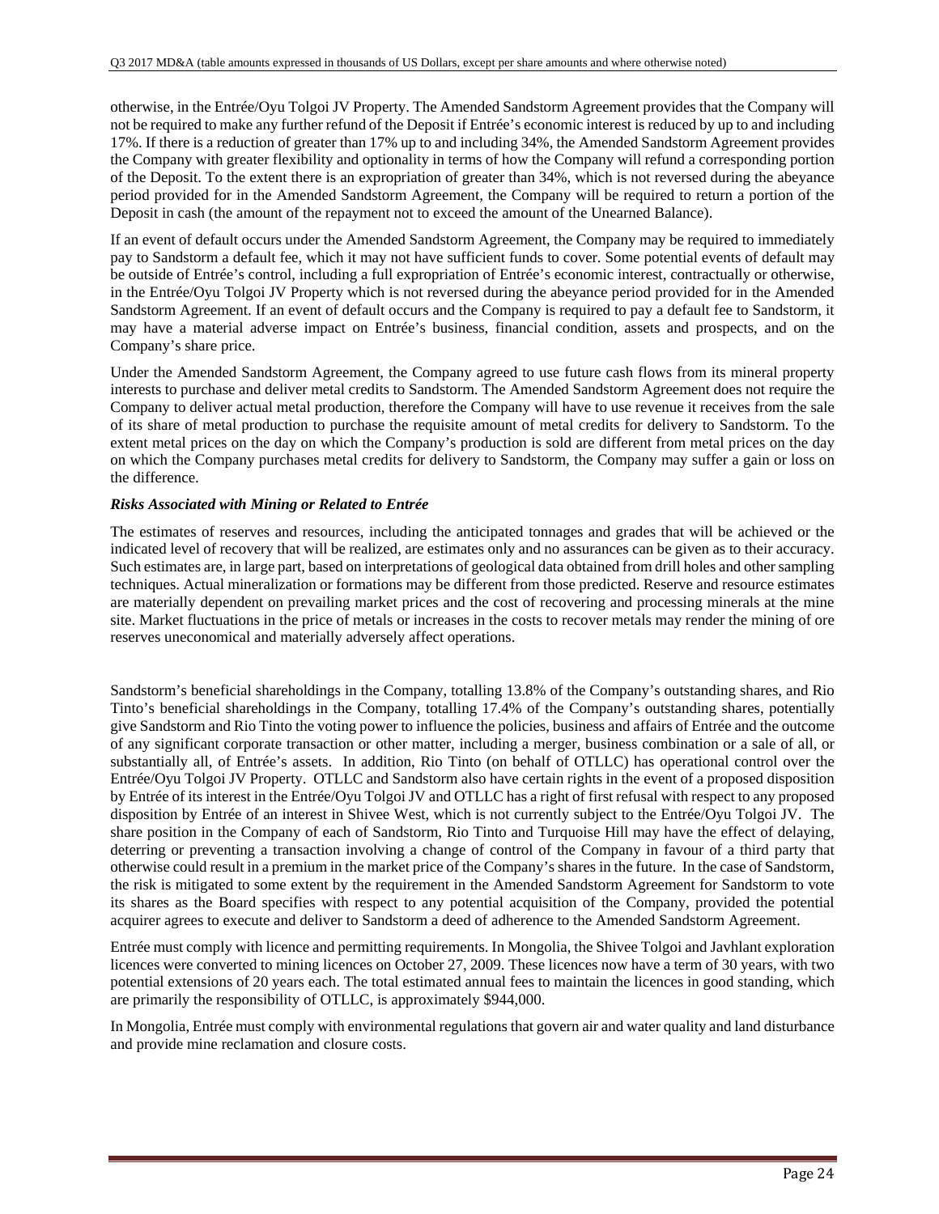otherwise, in the Entrée/Oyu Tolgoi JV Property. The Amended Sandstorm Agreement provides that the Company will not be required to make any further refund of the Deposit if Entrée's economic interest is reduced by up to and including 17%. If there is a reduction of greater than 17% up to and including 34%, the Amended Sandstorm Agreement provides the Company with greater flexibility and optionality in terms of how the Company will refund a corresponding portion of the Deposit. To the extent there is an expropriation of greater than 34%, which is not reversed during the abeyance period provided for in the Amended Sandstorm Agreement, the Company will be required to return a portion of the Deposit in cash (the amount of the repayment not to exceed the amount of the Unearned Balance).

If an event of default occurs under the Amended Sandstorm Agreement, the Company may be required to immediately pay to Sandstorm a default fee, which it may not have sufficient funds to cover. Some potential events of default may be outside of Entrée's control, including a full expropriation of Entrée's economic interest, contractually or otherwise, in the Entrée/Oyu Tolgoi JV Property which is not reversed during the abeyance period provided for in the Amended Sandstorm Agreement. If an event of default occurs and the Company is required to pay a default fee to Sandstorm, it may have a material adverse impact on Entrée's business, financial condition, assets and prospects, and on the Company's share price.

Under the Amended Sandstorm Agreement, the Company agreed to use future cash flows from its mineral property interests to purchase and deliver metal credits to Sandstorm. The Amended Sandstorm Agreement does not require the Company to deliver actual metal production, therefore the Company will have to use revenue it receives from the sale of its share of metal production to purchase the requisite amount of metal credits for delivery to Sandstorm. To the extent metal prices on the day on which the Company's production is sold are different from metal prices on the day on which the Company purchases metal credits for delivery to Sandstorm, the Company may suffer a gain or loss on the difference.

***Risks Associated with Mining or Related to Entrée***

The estimates of reserves and resources, including the anticipated tonnages and grades that will be achieved or the indicated level of recovery that will be realized, are estimates only and no assurances can be given as to their accuracy. Such estimates are, in large part, based on interpretations of geological data obtained from drill holes and other sampling techniques. Actual mineralization or formations may be different from those predicted. Reserve and resource estimates are materially dependent on prevailing market prices and the cost of recovering and processing minerals at the mine site. Market fluctuations in the price of metals or increases in the costs to recover metals may render the mining of ore reserves uneconomical and materially adversely affect operations.

Sandstorm's beneficial shareholdings in the Company, totalling 13.8% of the Company's outstanding shares, and Rio Tinto's beneficial shareholdings in the Company, totalling 17.4% of the Company's outstanding shares, potentially give Sandstorm and Rio Tinto the voting power to influence the policies, business and affairs of Entrée and the outcome of any significant corporate transaction or other matter, including a merger, business combination or a sale of all, or substantially all, of Entrée's assets. In addition, Rio Tinto (on behalf of OTLLC) has operational control over the Entrée/Oyu Tolgoi JV Property. OTLLC and Sandstorm also have certain rights in the event of a proposed disposition by Entrée of its interest in the Entrée/Oyu Tolgoi JV and OTLLC has a right of first refusal with respect to any proposed disposition by Entrée of an interest in Shivee West, which is not currently subject to the Entrée/Oyu Tolgoi JV. The share position in the Company of each of Sandstorm, Rio Tinto and Turquoise Hill may have the effect of delaying, deterring or preventing a transaction involving a change of control of the Company in favour of a third party that otherwise could result in a premium in the market price of the Company's shares in the future. In the case of Sandstorm, the risk is mitigated to some extent by the requirement in the Amended Sandstorm Agreement for Sandstorm to vote its shares as the Board specifies with respect to any potential acquisition of the Company, provided the potential acquirer agrees to execute and deliver to Sandstorm a deed of adherence to the Amended Sandstorm Agreement.

Entrée must comply with licence and permitting requirements. In Mongolia, the Shivee Tolgoi and Javhlant exploration licences were converted to mining licences on October 27, 2009. These licences now have a term of 30 years, with two potential extensions of 20 years each. The total estimated annual fees to maintain the licences in good standing, which are primarily the responsibility of OTLLC, is approximately $944,000.

In Mongolia, Entrée must comply with environmental regulations that govern air and water quality and land disturbance and provide mine reclamation and closure costs.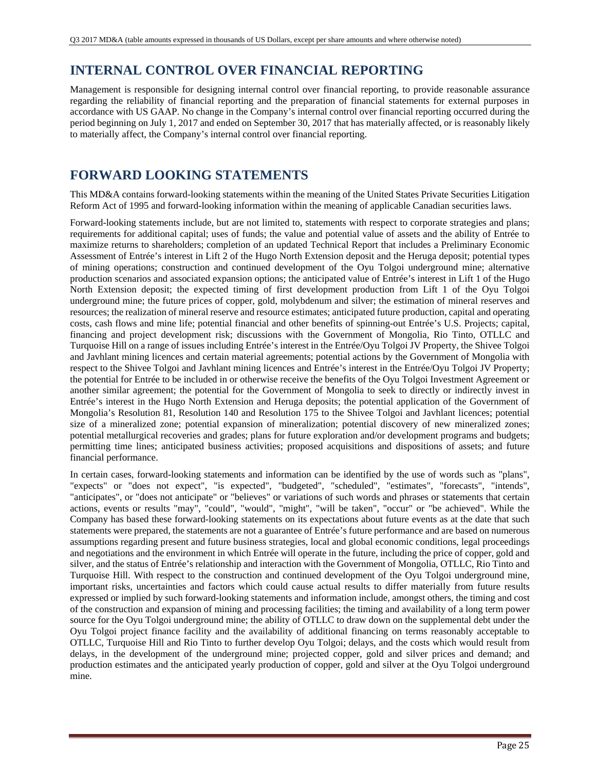## INTERNAL CONTROL OVER FINANCIAL REPORTING

Management is responsible for designing internal control over financial reporting, to provide reasonable assurance regarding the reliability of financial reporting and the preparation of financial statements for external purposes in accordance with US GAAP. No change in the Company's internal control over financial reporting occurred during the period beginning on July 1, 2017 and ended on September 30, 2017 that has materially affected, or is reasonably likely to materially affect, the Company's internal control over financial reporting.

## FORWARD LOOKING STATEMENTS

This MD&A contains forward-looking statements within the meaning of the United States Private Securities Litigation Reform Act of 1995 and forward-looking information within the meaning of applicable Canadian securities laws.

Forward-looking statements include, but are not limited to, statements with respect to corporate strategies and plans; requirements for additional capital; uses of funds; the value and potential value of assets and the ability of Entrée to maximize returns to shareholders; completion of an updated Technical Report that includes a Preliminary Economic Assessment of Entrée's interest in Lift 2 of the Hugo North Extension deposit and the Heruga deposit; potential types of mining operations; construction and continued development of the Oyu Tolgoi underground mine; alternative production scenarios and associated expansion options; the anticipated value of Entrée's interest in Lift 1 of the Hugo North Extension deposit; the expected timing of first development production from Lift 1 of the Oyu Tolgoi underground mine; the future prices of copper, gold, molybdenum and silver; the estimation of mineral reserves and resources; the realization of mineral reserve and resource estimates; anticipated future production, capital and operating costs, cash flows and mine life; potential financial and other benefits of spinning-out Entrée's U.S. Projects; capital, financing and project development risk; discussions with the Government of Mongolia, Rio Tinto, OTLLC and Turquoise Hill on a range of issues including Entrée's interest in the Entrée/Oyu Tolgoi JV Property, the Shivee Tolgoi and Javhlant mining licences and certain material agreements; potential actions by the Government of Mongolia with respect to the Shivee Tolgoi and Javhlant mining licences and Entrée's interest in the Entrée/Oyu Tolgoi JV Property; the potential for Entrée to be included in or otherwise receive the benefits of the Oyu Tolgoi Investment Agreement or another similar agreement; the potential for the Government of Mongolia to seek to directly or indirectly invest in Entrée's interest in the Hugo North Extension and Heruga deposits; the potential application of the Government of Mongolia's Resolution 81, Resolution 140 and Resolution 175 to the Shivee Tolgoi and Javhlant licences; potential size of a mineralized zone; potential expansion of mineralization; potential discovery of new mineralized zones; potential metallurgical recoveries and grades; plans for future exploration and/or development programs and budgets; permitting time lines; anticipated business activities; proposed acquisitions and dispositions of assets; and future financial performance.

In certain cases, forward-looking statements and information can be identified by the use of words such as "plans", "expects" or "does not expect", "is expected", "budgeted", "scheduled", "estimates", "forecasts", "intends", "anticipates", or "does not anticipate" or "believes" or variations of such words and phrases or statements that certain actions, events or results "may", "could", "would", "might", "will be taken", "occur" or "be achieved". While the Company has based these forward-looking statements on its expectations about future events as at the date that such statements were prepared, the statements are not a guarantee of Entrée's future performance and are based on numerous assumptions regarding present and future business strategies, local and global economic conditions, legal proceedings and negotiations and the environment in which Entrée will operate in the future, including the price of copper, gold and silver, and the status of Entrée's relationship and interaction with the Government of Mongolia, OTLLC, Rio Tinto and Turquoise Hill. With respect to the construction and continued development of the Oyu Tolgoi underground mine, important risks, uncertainties and factors which could cause actual results to differ materially from future results expressed or implied by such forward-looking statements and information include, amongst others, the timing and cost of the construction and expansion of mining and processing facilities; the timing and availability of a long term power source for the Oyu Tolgoi underground mine; the ability of OTLLC to draw down on the supplemental debt under the Oyu Tolgoi project finance facility and the availability of additional financing on terms reasonably acceptable to OTLLC, Turquoise Hill and Rio Tinto to further develop Oyu Tolgoi; delays, and the costs which would result from delays, in the development of the underground mine; projected copper, gold and silver prices and demand; and production estimates and the anticipated yearly production of copper, gold and silver at the Oyu Tolgoi underground mine.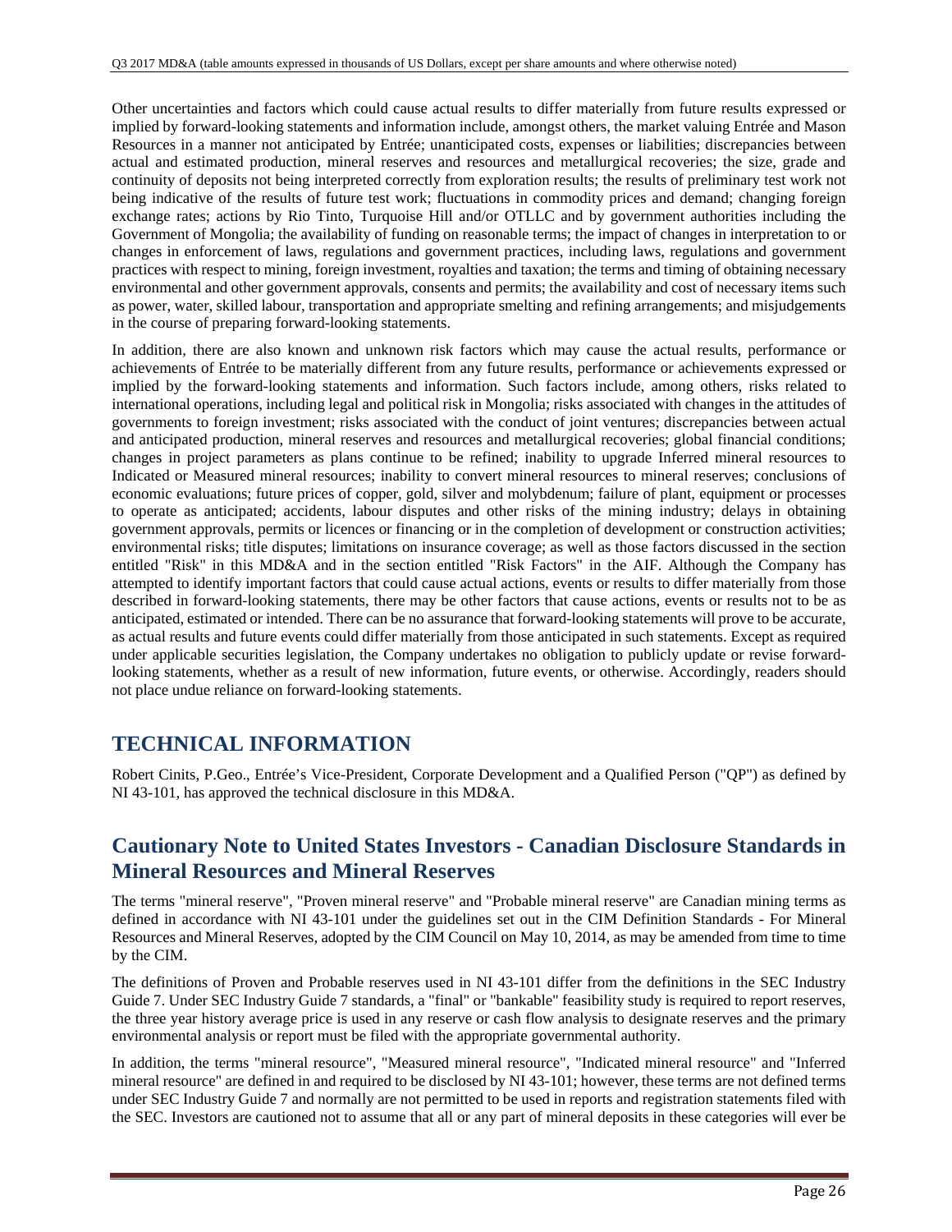Other uncertainties and factors which could cause actual results to differ materially from future results expressed or implied by forward-looking statements and information include, amongst others, the market valuing Entrée and Mason Resources in a manner not anticipated by Entrée; unanticipated costs, expenses or liabilities; discrepancies between actual and estimated production, mineral reserves and resources and metallurgical recoveries; the size, grade and continuity of deposits not being interpreted correctly from exploration results; the results of preliminary test work not being indicative of the results of future test work; fluctuations in commodity prices and demand; changing foreign exchange rates; actions by Rio Tinto, Turquoise Hill and/or OTLLC and by government authorities including the Government of Mongolia; the availability of funding on reasonable terms; the impact of changes in interpretation to or changes in enforcement of laws, regulations and government practices, including laws, regulations and government practices with respect to mining, foreign investment, royalties and taxation; the terms and timing of obtaining necessary environmental and other government approvals, consents and permits; the availability and cost of necessary items such as power, water, skilled labour, transportation and appropriate smelting and refining arrangements; and misjudgements in the course of preparing forward-looking statements.

In addition, there are also known and unknown risk factors which may cause the actual results, performance or achievements of Entrée to be materially different from any future results, performance or achievements expressed or implied by the forward-looking statements and information. Such factors include, among others, risks related to international operations, including legal and political risk in Mongolia; risks associated with changes in the attitudes of governments to foreign investment; risks associated with the conduct of joint ventures; discrepancies between actual and anticipated production, mineral reserves and resources and metallurgical recoveries; global financial conditions; changes in project parameters as plans continue to be refined; inability to upgrade Inferred mineral resources to Indicated or Measured mineral resources; inability to convert mineral resources to mineral reserves; conclusions of economic evaluations; future prices of copper, gold, silver and molybdenum; failure of plant, equipment or processes to operate as anticipated; accidents, labour disputes and other risks of the mining industry; delays in obtaining government approvals, permits or licences or financing or in the completion of development or construction activities; environmental risks; title disputes; limitations on insurance coverage; as well as those factors discussed in the section entitled "Risk" in this MD&A and in the section entitled "Risk Factors" in the AIF. Although the Company has attempted to identify important factors that could cause actual actions, events or results to differ materially from those described in forward-looking statements, there may be other factors that cause actions, events or results not to be as anticipated, estimated or intended. There can be no assurance that forward-looking statements will prove to be accurate, as actual results and future events could differ materially from those anticipated in such statements. Except as required under applicable securities legislation, the Company undertakes no obligation to publicly update or revise forward-looking statements, whether as a result of new information, future events, or otherwise. Accordingly, readers should not place undue reliance on forward-looking statements.

# TECHNICAL INFORMATION

Robert Cinits, P.Geo., Entrée's Vice-President, Corporate Development and a Qualified Person ("QP") as defined by NI 43-101, has approved the technical disclosure in this MD&A.

## Cautionary Note to United States Investors - Canadian Disclosure Standards in Mineral Resources and Mineral Reserves

The terms "mineral reserve", "Proven mineral reserve" and "Probable mineral reserve" are Canadian mining terms as defined in accordance with NI 43-101 under the guidelines set out in the CIM Definition Standards - For Mineral Resources and Mineral Reserves, adopted by the CIM Council on May 10, 2014, as may be amended from time to time by the CIM.

The definitions of Proven and Probable reserves used in NI 43-101 differ from the definitions in the SEC Industry Guide 7. Under SEC Industry Guide 7 standards, a "final" or "bankable" feasibility study is required to report reserves, the three year history average price is used in any reserve or cash flow analysis to designate reserves and the primary environmental analysis or report must be filed with the appropriate governmental authority.

In addition, the terms "mineral resource", "Measured mineral resource", "Indicated mineral resource" and "Inferred mineral resource" are defined in and required to be disclosed by NI 43-101; however, these terms are not defined terms under SEC Industry Guide 7 and normally are not permitted to be used in reports and registration statements filed with the SEC. Investors are cautioned not to assume that all or any part of mineral deposits in these categories will ever be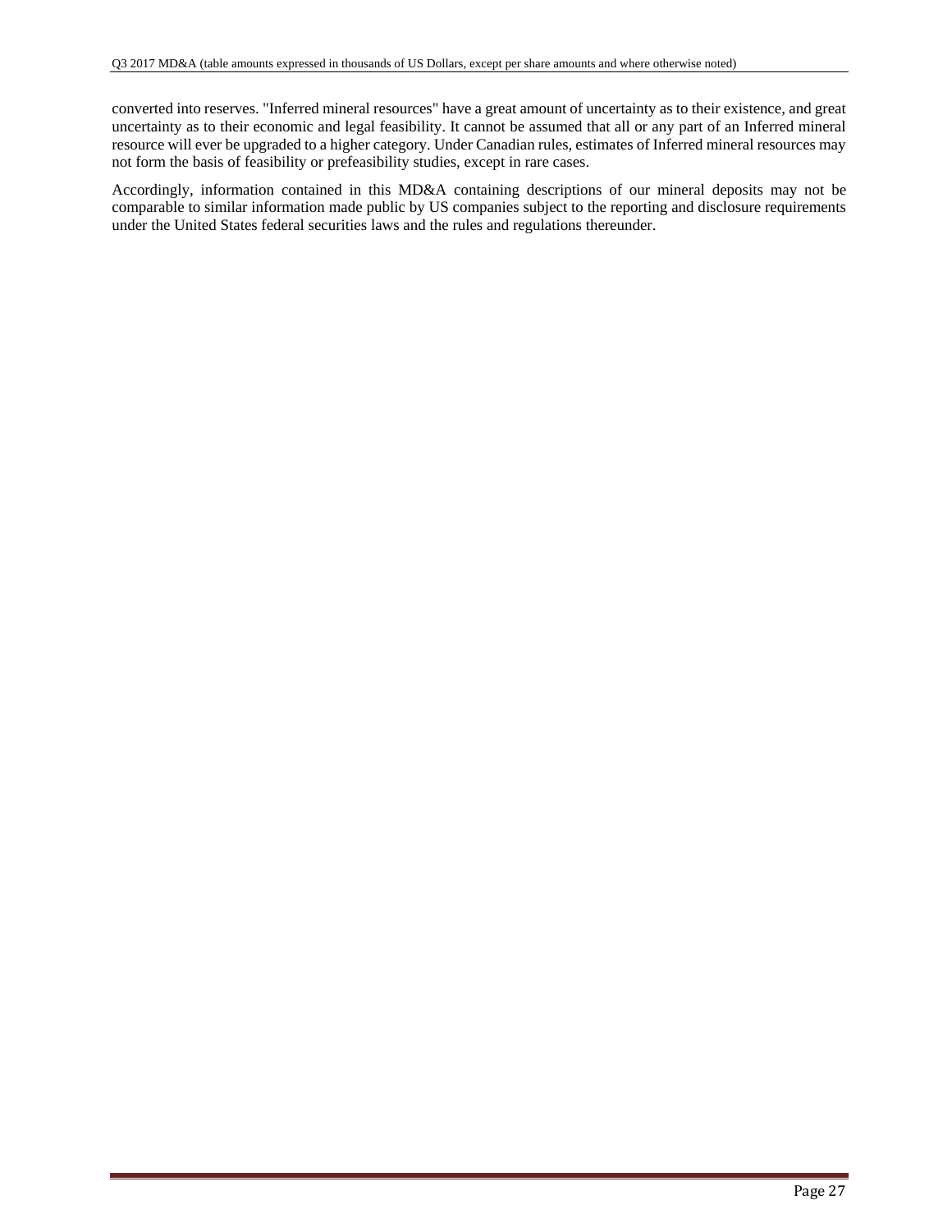converted into reserves. "Inferred mineral resources" have a great amount of uncertainty as to their existence, and great uncertainty as to their economic and legal feasibility. It cannot be assumed that all or any part of an Inferred mineral resource will ever be upgraded to a higher category. Under Canadian rules, estimates of Inferred mineral resources may not form the basis of feasibility or prefeasibility studies, except in rare cases.

Accordingly, information contained in this MD&A containing descriptions of our mineral deposits may not be comparable to similar information made public by US companies subject to the reporting and disclosure requirements under the United States federal securities laws and the rules and regulations thereunder.